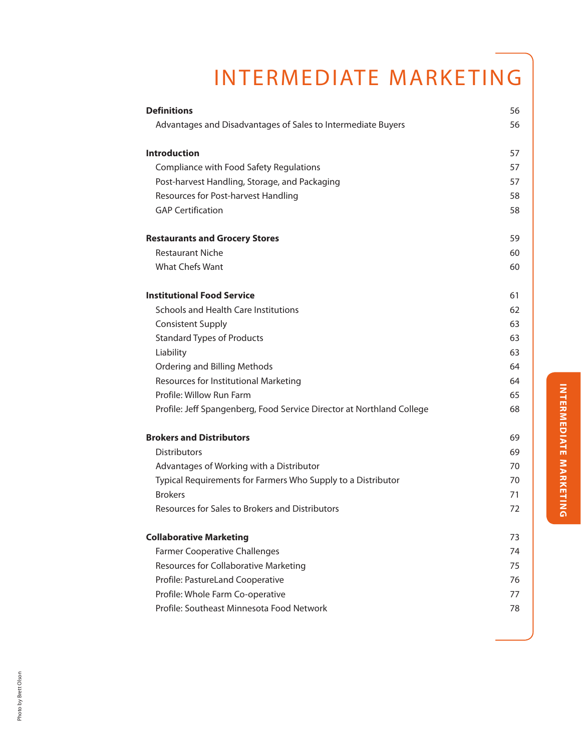# INTERMEDIATE MARKETING

| | |
|---|---|
| **Definitions** | 56 |
| Advantages and Disadvantages of Sales to Intermediate Buyers | 56 |
| **Introduction** | 57 |
| Compliance with Food Safety Regulations | 57 |
| Post-harvest Handling, Storage, and Packaging | 57 |
| Resources for Post-harvest Handling | 58 |
| GAP Certification | 58 |
| **Restaurants and Grocery Stores** | 59 |
| Restaurant Niche | 60 |
| What Chefs Want | 60 |
| **Institutional Food Service** | 61 |
| Schools and Health Care Institutions | 62 |
| Consistent Supply | 63 |
| Standard Types of Products | 63 |
| Liability | 63 |
| Ordering and Billing Methods | 64 |
| Resources for Institutional Marketing | 64 |
| Profile: Willow Run Farm | 65 |
| Profile: Jeff Spangenberg, Food Service Director at Northland College | 68 |
| **Brokers and Distributors** | 69 |
| Distributors | 69 |
| Advantages of Working with a Distributor | 70 |
| Typical Requirements for Farmers Who Supply to a Distributor | 70 |
| Brokers | 71 |
| Resources for Sales to Brokers and Distributors | 72 |
| **Collaborative Marketing** | 73 |
| Farmer Cooperative Challenges | 74 |
| Resources for Collaborative Marketing | 75 |
| Profile: PastureLand Cooperative | 76 |
| Profile: Whole Farm Co-operative | 77 |
| Profile: Southeast Minnesota Food Network | 78 |

Photo by Brett Olson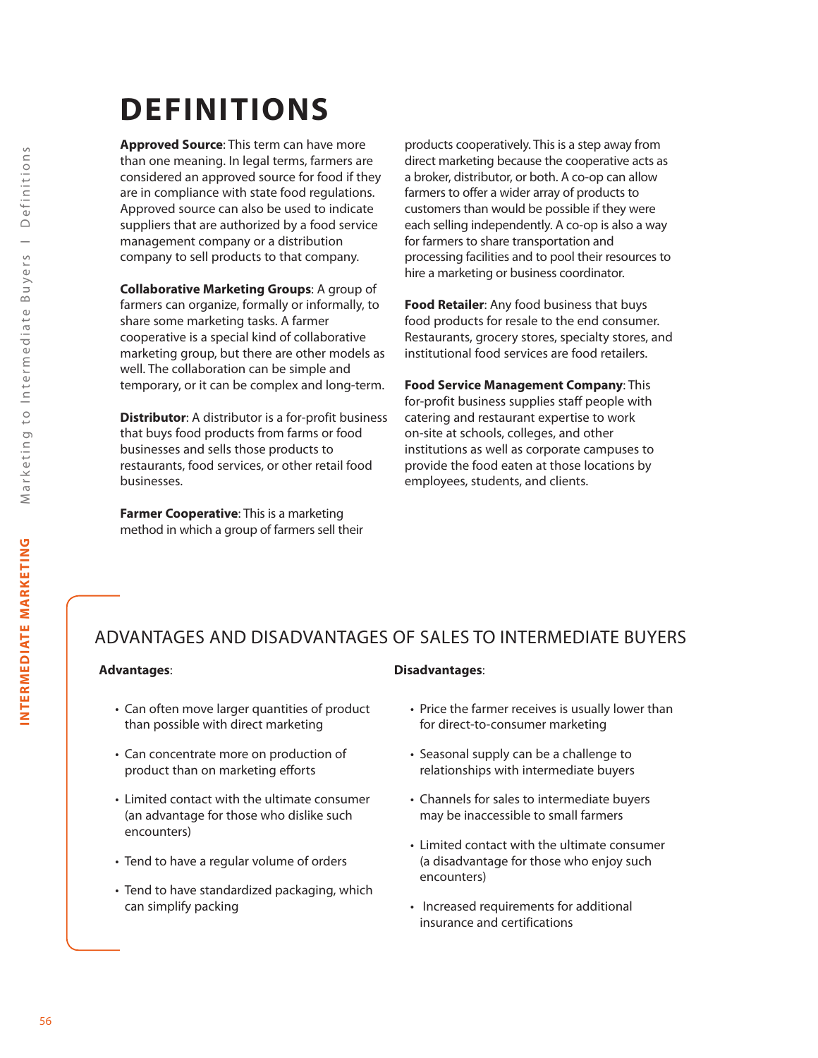# DEFINITIONS

**Approved Source**: This term can have more than one meaning. In legal terms, farmers are considered an approved source for food if they are in compliance with state food regulations. Approved source can also be used to indicate suppliers that are authorized by a food service management company or a distribution company to sell products to that company.

**Collaborative Marketing Groups**: A group of farmers can organize, formally or informally, to share some marketing tasks. A farmer cooperative is a special kind of collaborative marketing group, but there are other models as well. The collaboration can be simple and temporary, or it can be complex and long-term.

**Distributor**: A distributor is a for-profit business that buys food products from farms or food businesses and sells those products to restaurants, food services, or other retail food businesses.

**Farmer Cooperative**: This is a marketing method in which a group of farmers sell their products cooperatively. This is a step away from direct marketing because the cooperative acts as a broker, distributor, or both. A co-op can allow farmers to offer a wider array of products to customers than would be possible if they were each selling independently. A co-op is also a way for farmers to share transportation and processing facilities and to pool their resources to hire a marketing or business coordinator.

**Food Retailer**: Any food business that buys food products for resale to the end consumer. Restaurants, grocery stores, specialty stores, and institutional food services are food retailers.

**Food Service Management Company**: This for-profit business supplies staff people with catering and restaurant expertise to work on-site at schools, colleges, and other institutions as well as corporate campuses to provide the food eaten at those locations by employees, students, and clients.

## ADVANTAGES AND DISADVANTAGES OF SALES TO INTERMEDIATE BUYERS

**Advantages**:

- Can often move larger quantities of product than possible with direct marketing
- Can concentrate more on production of product than on marketing efforts
- Limited contact with the ultimate consumer (an advantage for those who dislike such encounters)
- Tend to have a regular volume of orders
- Tend to have standardized packaging, which can simplify packing

**Disadvantages**:

- Price the farmer receives is usually lower than for direct-to-consumer marketing
- Seasonal supply can be a challenge to relationships with intermediate buyers
- Channels for sales to intermediate buyers may be inaccessible to small farmers
- Limited contact with the ultimate consumer (a disadvantage for those who enjoy such encounters)
- Increased requirements for additional insurance and certifications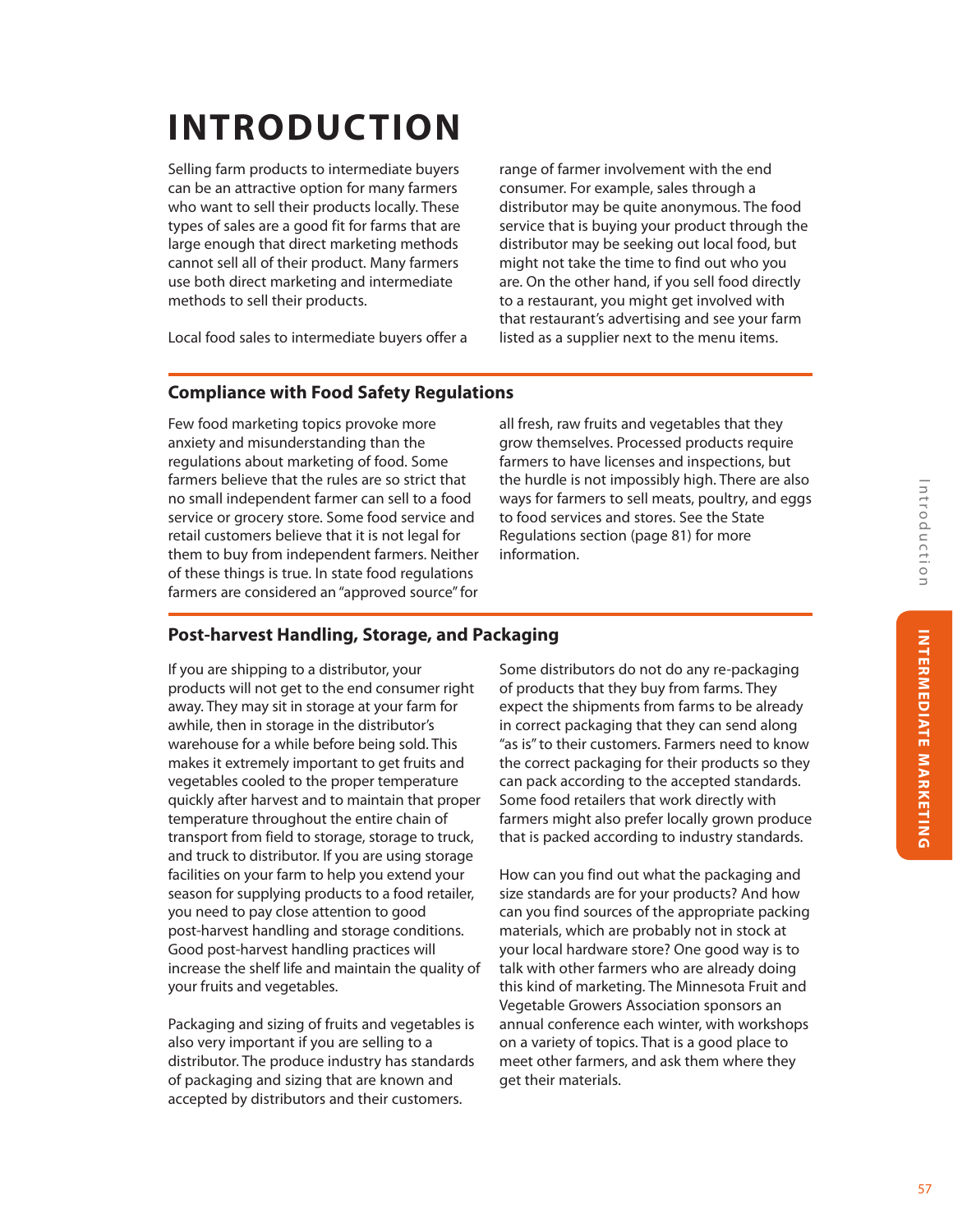# INTRODUCTION

Selling farm products to intermediate buyers can be an attractive option for many farmers who want to sell their products locally. These types of sales are a good fit for farms that are large enough that direct marketing methods cannot sell all of their product. Many farmers use both direct marketing and intermediate methods to sell their products.

Local food sales to intermediate buyers offer a range of farmer involvement with the end consumer. For example, sales through a distributor may be quite anonymous. The food service that is buying your product through the distributor may be seeking out local food, but might not take the time to find out who you are. On the other hand, if you sell food directly to a restaurant, you might get involved with that restaurant's advertising and see your farm listed as a supplier next to the menu items.

## Compliance with Food Safety Regulations

Few food marketing topics provoke more anxiety and misunderstanding than the regulations about marketing of food. Some farmers believe that the rules are so strict that no small independent farmer can sell to a food service or grocery store. Some food service and retail customers believe that it is not legal for them to buy from independent farmers. Neither of these things is true. In state food regulations farmers are considered an "approved source" for all fresh, raw fruits and vegetables that they grow themselves. Processed products require farmers to have licenses and inspections, but the hurdle is not impossibly high. There are also ways for farmers to sell meats, poultry, and eggs to food services and stores. See the State Regulations section (page 81) for more information.

## Post-harvest Handling, Storage, and Packaging

If you are shipping to a distributor, your products will not get to the end consumer right away. They may sit in storage at your farm for awhile, then in storage in the distributor's warehouse for a while before being sold. This makes it extremely important to get fruits and vegetables cooled to the proper temperature quickly after harvest and to maintain that proper temperature throughout the entire chain of transport from field to storage, storage to truck, and truck to distributor. If you are using storage facilities on your farm to help you extend your season for supplying products to a food retailer, you need to pay close attention to good post-harvest handling and storage conditions. Good post-harvest handling practices will increase the shelf life and maintain the quality of your fruits and vegetables.

Packaging and sizing of fruits and vegetables is also very important if you are selling to a distributor. The produce industry has standards of packaging and sizing that are known and accepted by distributors and their customers. Some distributors do not do any re-packaging of products that they buy from farms. They expect the shipments from farms to be already in correct packaging that they can send along "as is" to their customers. Farmers need to know the correct packaging for their products so they can pack according to the accepted standards. Some food retailers that work directly with farmers might also prefer locally grown produce that is packed according to industry standards.

How can you find out what the packaging and size standards are for your products? And how can you find sources of the appropriate packing materials, which are probably not in stock at your local hardware store? One good way is to talk with other farmers who are already doing this kind of marketing. The Minnesota Fruit and Vegetable Growers Association sponsors an annual conference each winter, with workshops on a variety of topics. That is a good place to meet other farmers, and ask them where they get their materials.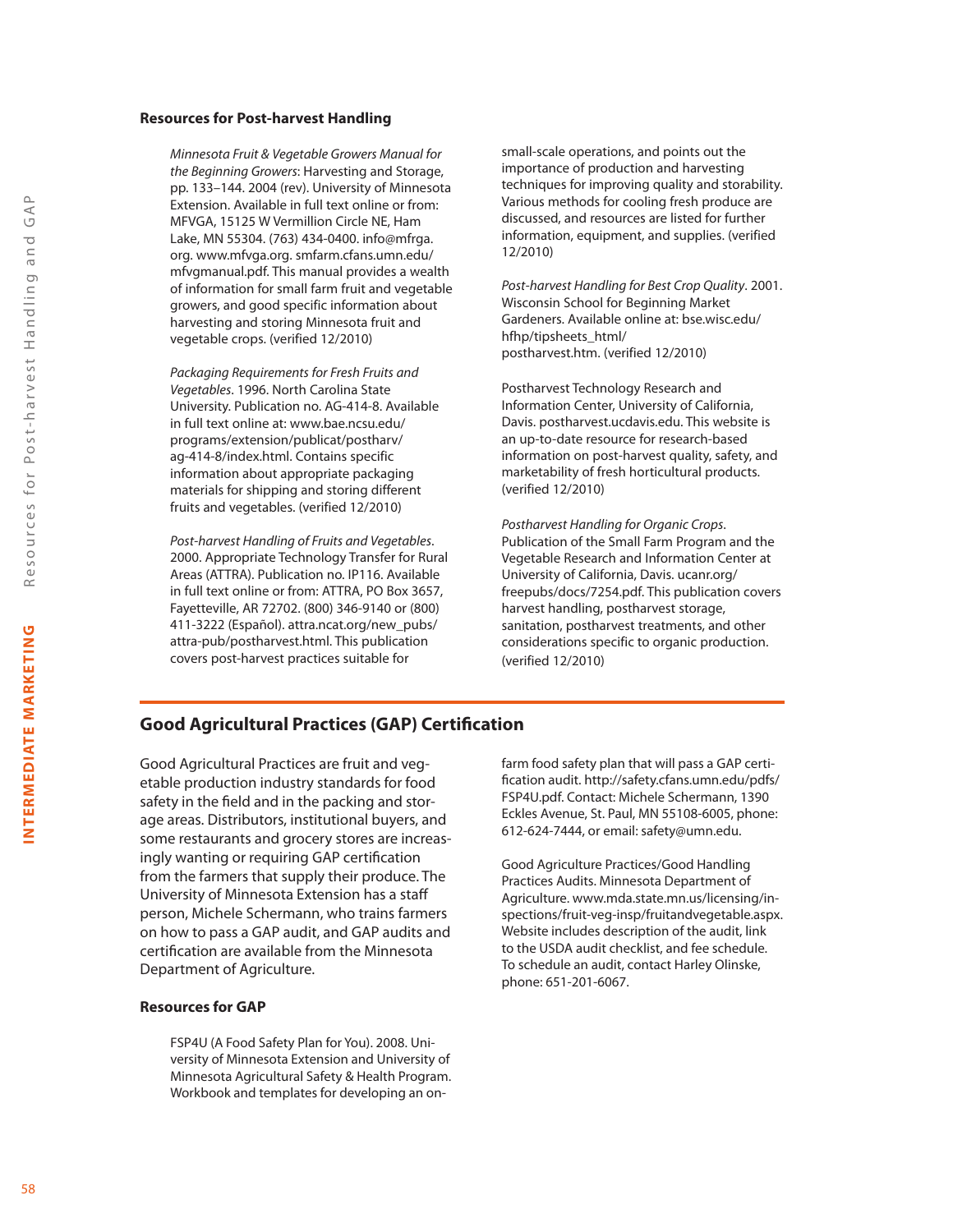### Resources for Post-harvest Handling

*Minnesota Fruit & Vegetable Growers Manual for the Beginning Growers*: Harvesting and Storage, pp. 133–144. 2004 (rev). University of Minnesota Extension. Available in full text online or from: MFVGA, 15125 W Vermillion Circle NE, Ham Lake, MN 55304. (763) 434-0400. info@mfrga.org. www.mfvga.org. smfarm.cfans.umn.edu/mfvgmanual.pdf. This manual provides a wealth of information for small farm fruit and vegetable growers, and good specific information about harvesting and storing Minnesota fruit and vegetable crops. (verified 12/2010)

*Packaging Requirements for Fresh Fruits and Vegetables*. 1996. North Carolina State University. Publication no. AG-414-8. Available in full text online at: www.bae.ncsu.edu/programs/extension/publicat/postharv/ag-414-8/index.html. Contains specific information about appropriate packaging materials for shipping and storing different fruits and vegetables. (verified 12/2010)

*Post-harvest Handling of Fruits and Vegetables*. 2000. Appropriate Technology Transfer for Rural Areas (ATTRA). Publication no. IP116. Available in full text online or from: ATTRA, PO Box 3657, Fayetteville, AR 72702. (800) 346-9140 or (800) 411-3222 (Español). attra.ncat.org/new_pubs/attra-pub/postharvest.html. This publication covers post-harvest practices suitable for small-scale operations, and points out the importance of production and harvesting techniques for improving quality and storability. Various methods for cooling fresh produce are discussed, and resources are listed for further information, equipment, and supplies. (verified 12/2010)

*Post-harvest Handling for Best Crop Quality*. 2001. Wisconsin School for Beginning Market Gardeners. Available online at: bse.wisc.edu/hfhp/tipsheets_html/postharvest.htm. (verified 12/2010)

Postharvest Technology Research and Information Center, University of California, Davis. postharvest.ucdavis.edu. This website is an up-to-date resource for research-based information on post-harvest quality, safety, and marketability of fresh horticultural products. (verified 12/2010)

*Postharvest Handling for Organic Crops*. Publication of the Small Farm Program and the Vegetable Research and Information Center at University of California, Davis. ucanr.org/freepubs/docs/7254.pdf. This publication covers harvest handling, postharvest storage, sanitation, postharvest treatments, and other considerations specific to organic production. (verified 12/2010)

## Good Agricultural Practices (GAP) Certification

Good Agricultural Practices are fruit and vegetable production industry standards for food safety in the field and in the packing and storage areas. Distributors, institutional buyers, and some restaurants and grocery stores are increasingly wanting or requiring GAP certification from the farmers that supply their produce. The University of Minnesota Extension has a staff person, Michele Schermann, who trains farmers on how to pass a GAP audit, and GAP audits and certification are available from the Minnesota Department of Agriculture.

### Resources for GAP

FSP4U (A Food Safety Plan for You). 2008. University of Minnesota Extension and University of Minnesota Agricultural Safety & Health Program. Workbook and templates for developing an on-farm food safety plan that will pass a GAP certification audit. http://safety.cfans.umn.edu/pdfs/FSP4U.pdf. Contact: Michele Schermann, 1390 Eckles Avenue, St. Paul, MN 55108-6005, phone: 612-624-7444, or email: safety@umn.edu.

Good Agriculture Practices/Good Handling Practices Audits. Minnesota Department of Agriculture. www.mda.state.mn.us/licensing/inspections/fruit-veg-insp/fruitandvegetable.aspx. Website includes description of the audit, link to the USDA audit checklist, and fee schedule. To schedule an audit, contact Harley Olinske, phone: 651-201-6067.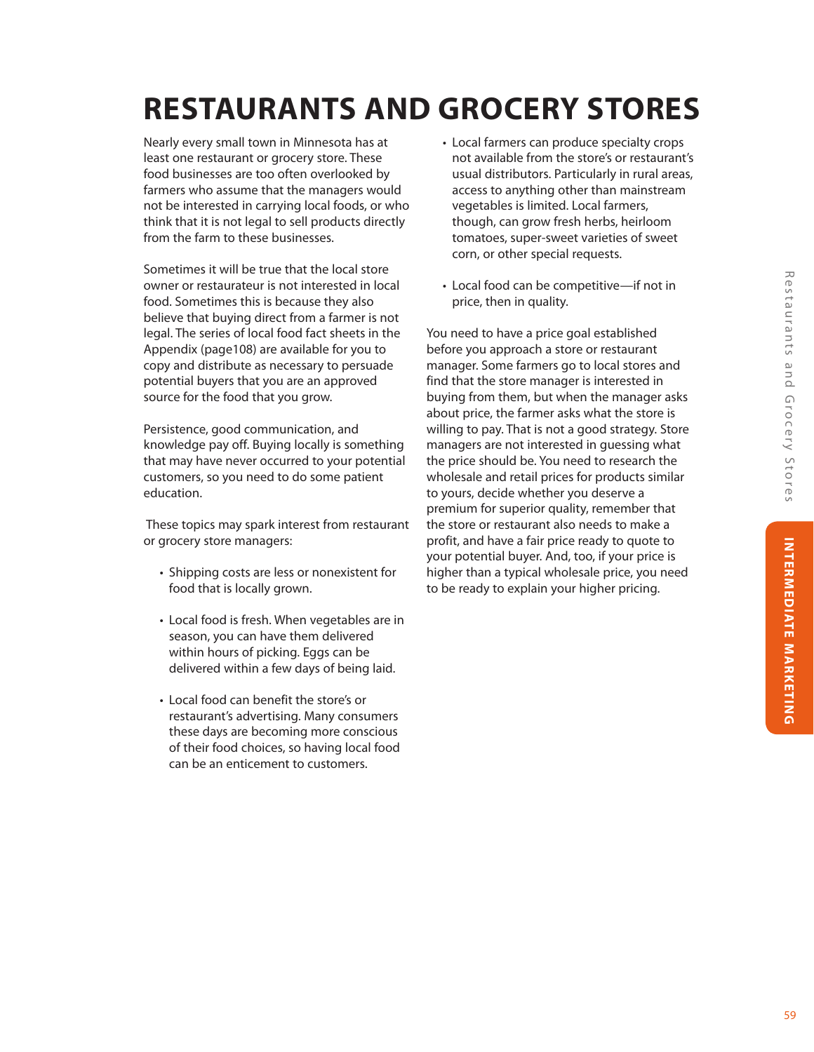# RESTAURANTS AND GROCERY STORES

Nearly every small town in Minnesota has at least one restaurant or grocery store. These food businesses are too often overlooked by farmers who assume that the managers would not be interested in carrying local foods, or who think that it is not legal to sell products directly from the farm to these businesses.

Sometimes it will be true that the local store owner or restaurateur is not interested in local food. Sometimes this is because they also believe that buying direct from a farmer is not legal. The series of local food fact sheets in the Appendix (page108) are available for you to copy and distribute as necessary to persuade potential buyers that you are an approved source for the food that you grow.

Persistence, good communication, and knowledge pay off. Buying locally is something that may have never occurred to your potential customers, so you need to do some patient education.

These topics may spark interest from restaurant or grocery store managers:

- Shipping costs are less or nonexistent for food that is locally grown.
- Local food is fresh. When vegetables are in season, you can have them delivered within hours of picking. Eggs can be delivered within a few days of being laid.
- Local food can benefit the store's or restaurant's advertising. Many consumers these days are becoming more conscious of their food choices, so having local food can be an enticement to customers.
- Local farmers can produce specialty crops not available from the store's or restaurant's usual distributors. Particularly in rural areas, access to anything other than mainstream vegetables is limited. Local farmers, though, can grow fresh herbs, heirloom tomatoes, super-sweet varieties of sweet corn, or other special requests.
- Local food can be competitive—if not in price, then in quality.

You need to have a price goal established before you approach a store or restaurant manager. Some farmers go to local stores and find that the store manager is interested in buying from them, but when the manager asks about price, the farmer asks what the store is willing to pay. That is not a good strategy. Store managers are not interested in guessing what the price should be. You need to research the wholesale and retail prices for products similar to yours, decide whether you deserve a premium for superior quality, remember that the store or restaurant also needs to make a profit, and have a fair price ready to quote to your potential buyer. And, too, if your price is higher than a typical wholesale price, you need to be ready to explain your higher pricing.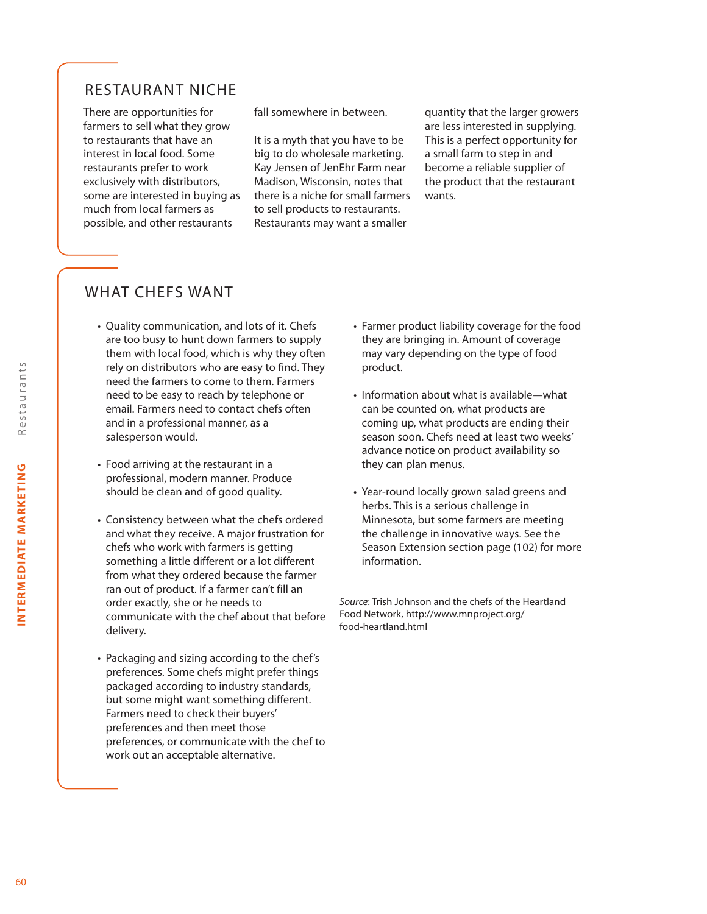## RESTAURANT NICHE

There are opportunities for farmers to sell what they grow to restaurants that have an interest in local food. Some restaurants prefer to work exclusively with distributors, some are interested in buying as much from local farmers as possible, and other restaurants fall somewhere in between.

It is a myth that you have to be big to do wholesale marketing. Kay Jensen of JenEhr Farm near Madison, Wisconsin, notes that there is a niche for small farmers to sell products to restaurants. Restaurants may want a smaller quantity that the larger growers are less interested in supplying. This is a perfect opportunity for a small farm to step in and become a reliable supplier of the product that the restaurant wants.

## WHAT CHEFS WANT

- Quality communication, and lots of it. Chefs are too busy to hunt down farmers to supply them with local food, which is why they often rely on distributors who are easy to find. They need the farmers to come to them. Farmers need to be easy to reach by telephone or email. Farmers need to contact chefs often and in a professional manner, as a salesperson would.

- Food arriving at the restaurant in a professional, modern manner. Produce should be clean and of good quality.

- Consistency between what the chefs ordered and what they receive. A major frustration for chefs who work with farmers is getting something a little different or a lot different from what they ordered because the farmer ran out of product. If a farmer can't fill an order exactly, she or he needs to communicate with the chef about that before delivery.

- Packaging and sizing according to the chef's preferences. Some chefs might prefer things packaged according to industry standards, but some might want something different. Farmers need to check their buyers' preferences and then meet those preferences, or communicate with the chef to work out an acceptable alternative.

- Farmer product liability coverage for the food they are bringing in. Amount of coverage may vary depending on the type of food product.

- Information about what is available—what can be counted on, what products are coming up, what products are ending their season soon. Chefs need at least two weeks' advance notice on product availability so they can plan menus.

- Year-round locally grown salad greens and herbs. This is a serious challenge in Minnesota, but some farmers are meeting the challenge in innovative ways. See the Season Extension section page (102) for more information.

*Source*: Trish Johnson and the chefs of the Heartland Food Network, http://www.mnproject.org/food-heartland.html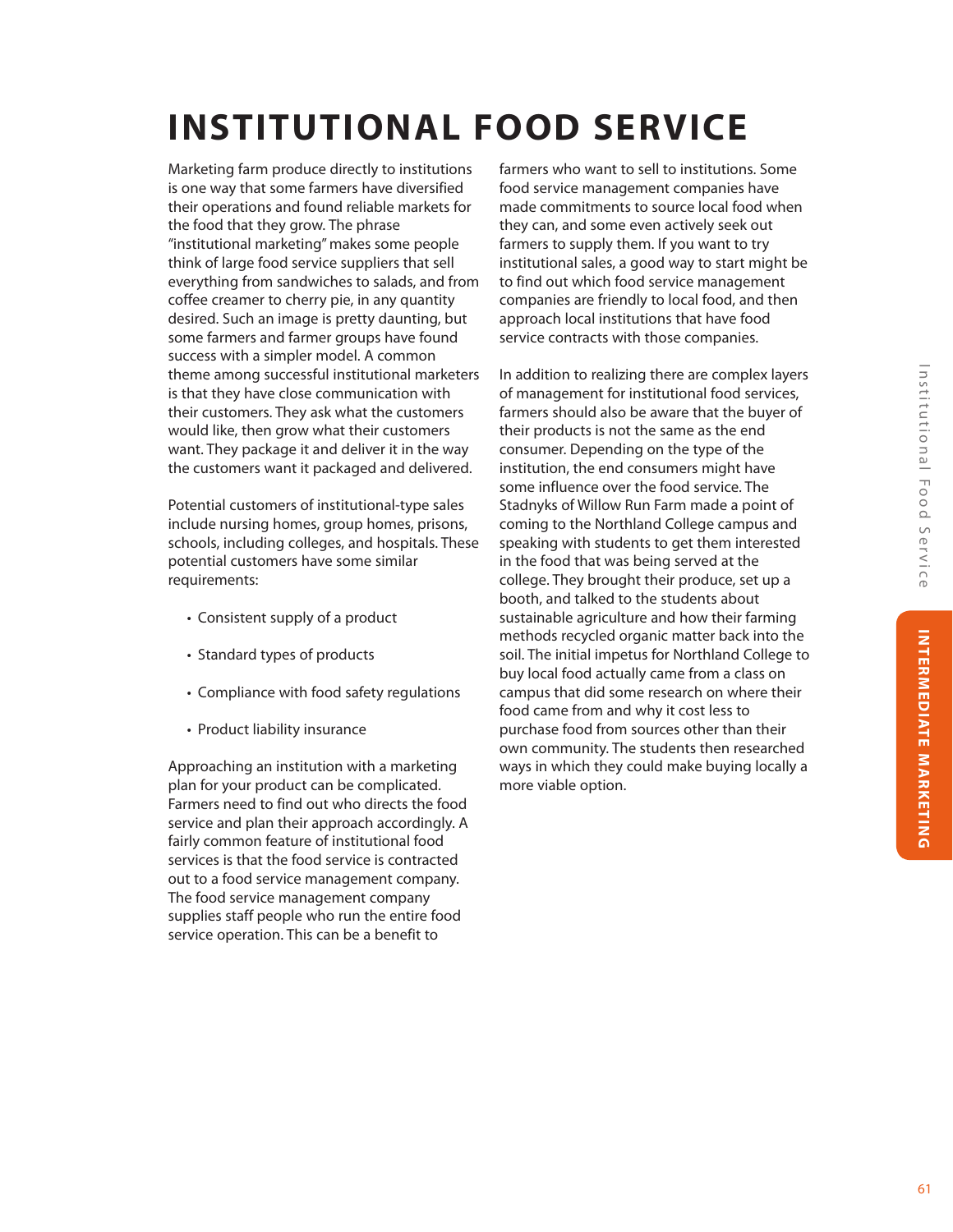# INSTITUTIONAL FOOD SERVICE

Marketing farm produce directly to institutions is one way that some farmers have diversified their operations and found reliable markets for the food that they grow. The phrase "institutional marketing" makes some people think of large food service suppliers that sell everything from sandwiches to salads, and from coffee creamer to cherry pie, in any quantity desired. Such an image is pretty daunting, but some farmers and farmer groups have found success with a simpler model. A common theme among successful institutional marketers is that they have close communication with their customers. They ask what the customers would like, then grow what their customers want. They package it and deliver it in the way the customers want it packaged and delivered.

Potential customers of institutional-type sales include nursing homes, group homes, prisons, schools, including colleges, and hospitals. These potential customers have some similar requirements:

- Consistent supply of a product
- Standard types of products
- Compliance with food safety regulations
- Product liability insurance

Approaching an institution with a marketing plan for your product can be complicated. Farmers need to find out who directs the food service and plan their approach accordingly. A fairly common feature of institutional food services is that the food service is contracted out to a food service management company. The food service management company supplies staff people who run the entire food service operation. This can be a benefit to farmers who want to sell to institutions. Some food service management companies have made commitments to source local food when they can, and some even actively seek out farmers to supply them. If you want to try institutional sales, a good way to start might be to find out which food service management companies are friendly to local food, and then approach local institutions that have food service contracts with those companies.

In addition to realizing there are complex layers of management for institutional food services, farmers should also be aware that the buyer of their products is not the same as the end consumer. Depending on the type of the institution, the end consumers might have some influence over the food service. The Stadnyks of Willow Run Farm made a point of coming to the Northland College campus and speaking with students to get them interested in the food that was being served at the college. They brought their produce, set up a booth, and talked to the students about sustainable agriculture and how their farming methods recycled organic matter back into the soil. The initial impetus for Northland College to buy local food actually came from a class on campus that did some research on where their food came from and why it cost less to purchase food from sources other than their own community. The students then researched ways in which they could make buying locally a more viable option.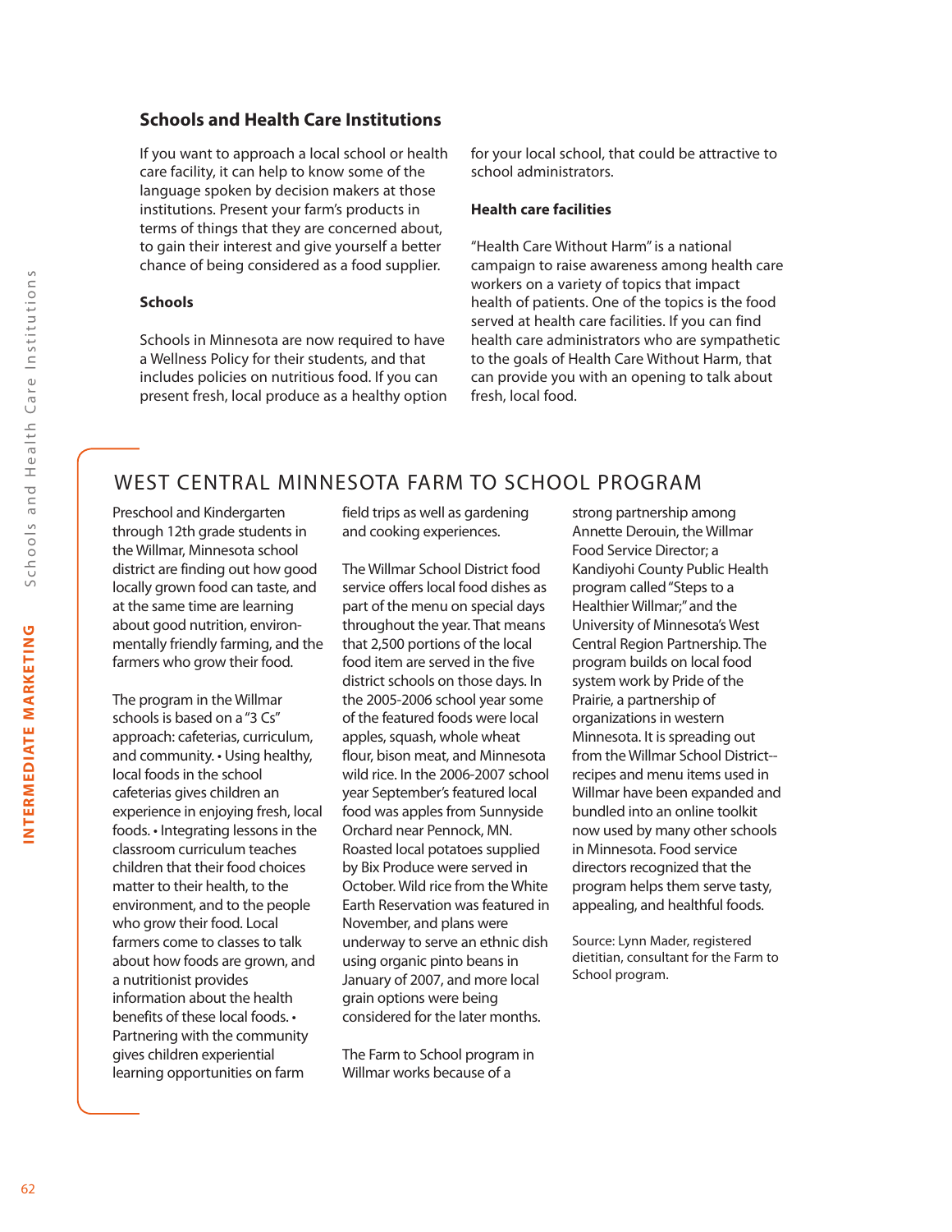## Schools and Health Care Institutions

If you want to approach a local school or health care facility, it can help to know some of the language spoken by decision makers at those institutions. Present your farm's products in terms of things that they are concerned about, to gain their interest and give yourself a better chance of being considered as a food supplier.

### Schools

Schools in Minnesota are now required to have a Wellness Policy for their students, and that includes policies on nutritious food. If you can present fresh, local produce as a healthy option for your local school, that could be attractive to school administrators.

### Health care facilities

"Health Care Without Harm" is a national campaign to raise awareness among health care workers on a variety of topics that impact health of patients. One of the topics is the food served at health care facilities. If you can find health care administrators who are sympathetic to the goals of Health Care Without Harm, that can provide you with an opening to talk about fresh, local food.

## WEST CENTRAL MINNESOTA FARM TO SCHOOL PROGRAM

Preschool and Kindergarten through 12th grade students in the Willmar, Minnesota school district are finding out how good locally grown food can taste, and at the same time are learning about good nutrition, environmentally friendly farming, and the farmers who grow their food.

The program in the Willmar schools is based on a "3 Cs" approach: cafeterias, curriculum, and community. • Using healthy, local foods in the school cafeterias gives children an experience in enjoying fresh, local foods. • Integrating lessons in the classroom curriculum teaches children that their food choices matter to their health, to the environment, and to the people who grow their food. Local farmers come to classes to talk about how foods are grown, and a nutritionist provides information about the health benefits of these local foods. • Partnering with the community gives children experiential learning opportunities on farm field trips as well as gardening and cooking experiences.

The Willmar School District food service offers local food dishes as part of the menu on special days throughout the year. That means that 2,500 portions of the local food item are served in the five district schools on those days. In the 2005-2006 school year some of the featured foods were local apples, squash, whole wheat flour, bison meat, and Minnesota wild rice. In the 2006-2007 school year September's featured local food was apples from Sunnyside Orchard near Pennock, MN. Roasted local potatoes supplied by Bix Produce were served in October. Wild rice from the White Earth Reservation was featured in November, and plans were underway to serve an ethnic dish using organic pinto beans in January of 2007, and more local grain options were being considered for the later months.

The Farm to School program in Willmar works because of a strong partnership among Annette Derouin, the Willmar Food Service Director; a Kandiyohi County Public Health program called "Steps to a Healthier Willmar;" and the University of Minnesota's West Central Region Partnership. The program builds on local food system work by Pride of the Prairie, a partnership of organizations in western Minnesota. It is spreading out from the Willmar School District--recipes and menu items used in Willmar have been expanded and bundled into an online toolkit now used by many other schools in Minnesota. Food service directors recognized that the program helps them serve tasty, appealing, and healthful foods.

Source: Lynn Mader, registered dietitian, consultant for the Farm to School program.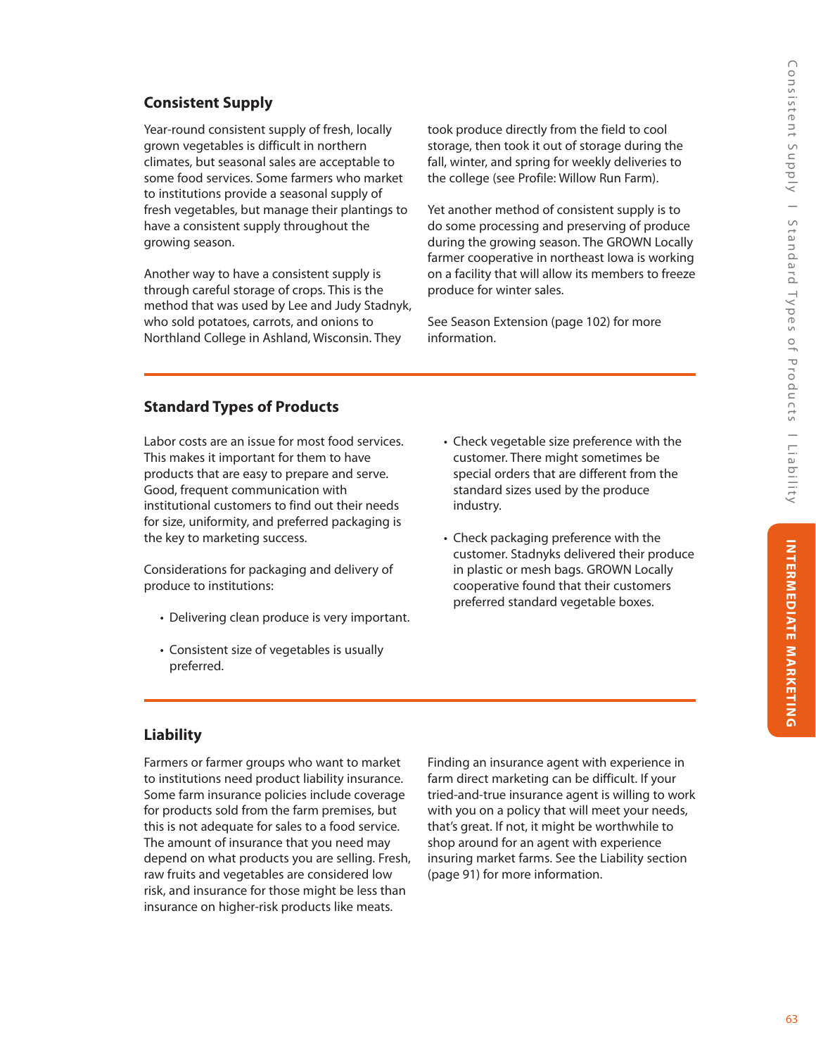## Consistent Supply

Year-round consistent supply of fresh, locally grown vegetables is difficult in northern climates, but seasonal sales are acceptable to some food services. Some farmers who market to institutions provide a seasonal supply of fresh vegetables, but manage their plantings to have a consistent supply throughout the growing season.

Another way to have a consistent supply is through careful storage of crops. This is the method that was used by Lee and Judy Stadnyk, who sold potatoes, carrots, and onions to Northland College in Ashland, Wisconsin. They took produce directly from the field to cool storage, then took it out of storage during the fall, winter, and spring for weekly deliveries to the college (see Profile: Willow Run Farm).

Yet another method of consistent supply is to do some processing and preserving of produce during the growing season. The GROWN Locally farmer cooperative in northeast Iowa is working on a facility that will allow its members to freeze produce for winter sales.

See Season Extension (page 102) for more information.

## Standard Types of Products

Labor costs are an issue for most food services. This makes it important for them to have products that are easy to prepare and serve. Good, frequent communication with institutional customers to find out their needs for size, uniformity, and preferred packaging is the key to marketing success.

Considerations for packaging and delivery of produce to institutions:

- Delivering clean produce is very important.
- Consistent size of vegetables is usually preferred.
- Check vegetable size preference with the customer. There might sometimes be special orders that are different from the standard sizes used by the produce industry.
- Check packaging preference with the customer. Stadnyks delivered their produce in plastic or mesh bags. GROWN Locally cooperative found that their customers preferred standard vegetable boxes.

## Liability

Farmers or farmer groups who want to market to institutions need product liability insurance. Some farm insurance policies include coverage for products sold from the farm premises, but this is not adequate for sales to a food service. The amount of insurance that you need may depend on what products you are selling. Fresh, raw fruits and vegetables are considered low risk, and insurance for those might be less than insurance on higher-risk products like meats.

Finding an insurance agent with experience in farm direct marketing can be difficult. If your tried-and-true insurance agent is willing to work with you on a policy that will meet your needs, that's great. If not, it might be worthwhile to shop around for an agent with experience insuring market farms. See the Liability section (page 91) for more information.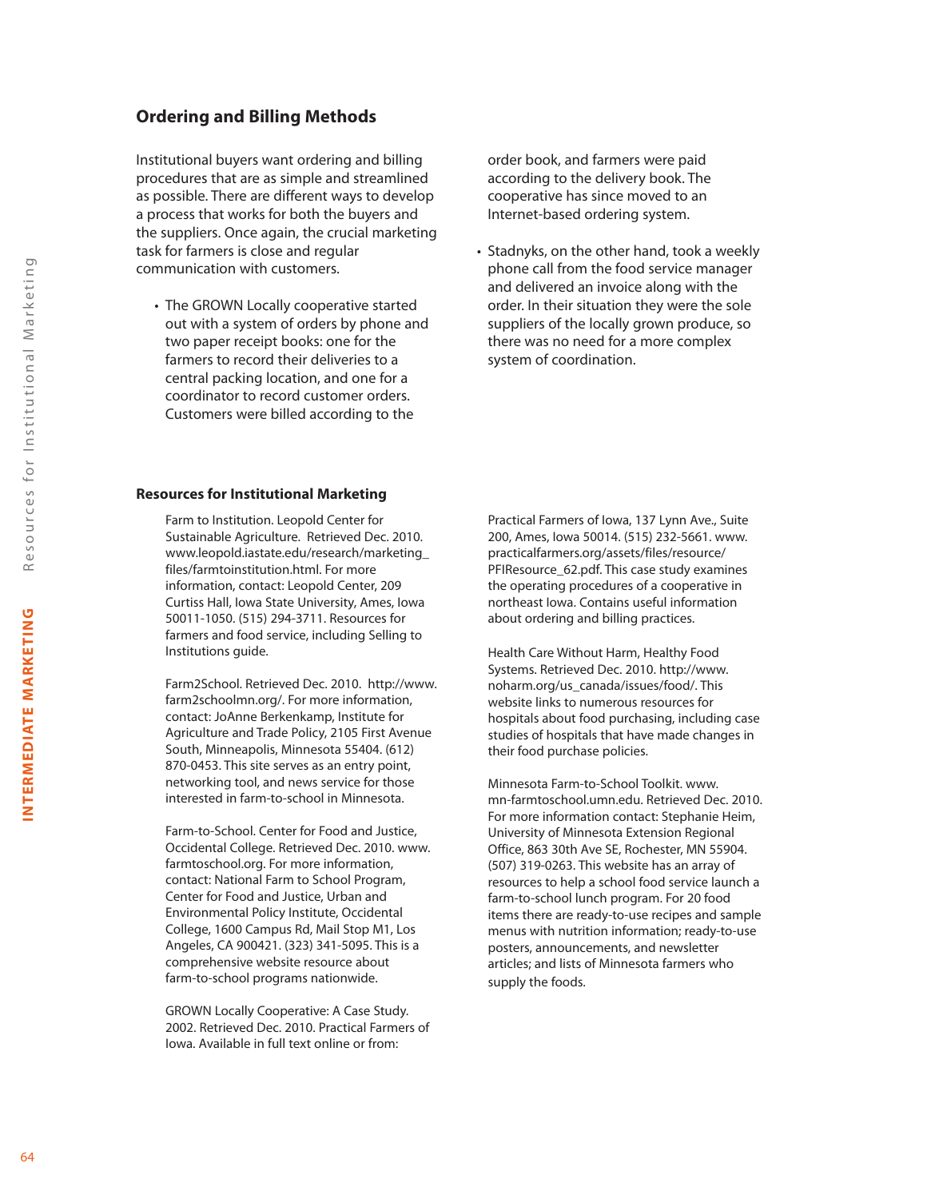## Ordering and Billing Methods

Institutional buyers want ordering and billing procedures that are as simple and streamlined as possible. There are different ways to develop a process that works for both the buyers and the suppliers. Once again, the crucial marketing task for farmers is close and regular communication with customers.

- The GROWN Locally cooperative started out with a system of orders by phone and two paper receipt books: one for the farmers to record their deliveries to a central packing location, and one for a coordinator to record customer orders. Customers were billed according to the order book, and farmers were paid according to the delivery book. The cooperative has since moved to an Internet-based ordering system.
- Stadnyks, on the other hand, took a weekly phone call from the food service manager and delivered an invoice along with the order. In their situation they were the sole suppliers of the locally grown produce, so there was no need for a more complex system of coordination.

### Resources for Institutional Marketing

Farm to Institution. Leopold Center for Sustainable Agriculture. Retrieved Dec. 2010. www.leopold.iastate.edu/research/marketing_files/farmtoinstitution.html. For more information, contact: Leopold Center, 209 Curtiss Hall, Iowa State University, Ames, Iowa 50011-1050. (515) 294-3711. Resources for farmers and food service, including Selling to Institutions guide.

Farm2School. Retrieved Dec. 2010. http://www.farm2schoolmn.org/. For more information, contact: JoAnne Berkenkamp, Institute for Agriculture and Trade Policy, 2105 First Avenue South, Minneapolis, Minnesota 55404. (612) 870-0453. This site serves as an entry point, networking tool, and news service for those interested in farm-to-school in Minnesota.

Farm-to-School. Center for Food and Justice, Occidental College. Retrieved Dec. 2010. www.farmtoschool.org. For more information, contact: National Farm to School Program, Center for Food and Justice, Urban and Environmental Policy Institute, Occidental College, 1600 Campus Rd, Mail Stop M1, Los Angeles, CA 900421. (323) 341-5095. This is a comprehensive website resource about farm-to-school programs nationwide.

GROWN Locally Cooperative: A Case Study. 2002. Retrieved Dec. 2010. Practical Farmers of Iowa. Available in full text online or from: Practical Farmers of Iowa, 137 Lynn Ave., Suite 200, Ames, Iowa 50014. (515) 232-5661. www.practicalfarmers.org/assets/files/resource/PFIResource_62.pdf. This case study examines the operating procedures of a cooperative in northeast Iowa. Contains useful information about ordering and billing practices.

Health Care Without Harm, Healthy Food Systems. Retrieved Dec. 2010. http://www.noharm.org/us_canada/issues/food/. This website links to numerous resources for hospitals about food purchasing, including case studies of hospitals that have made changes in their food purchase policies.

Minnesota Farm-to-School Toolkit. www.mn-farmtoschool.umn.edu. Retrieved Dec. 2010. For more information contact: Stephanie Heim, University of Minnesota Extension Regional Office, 863 30th Ave SE, Rochester, MN 55904. (507) 319-0263. This website has an array of resources to help a school food service launch a farm-to-school lunch program. For 20 food items there are ready-to-use recipes and sample menus with nutrition information; ready-to-use posters, announcements, and newsletter articles; and lists of Minnesota farmers who supply the foods.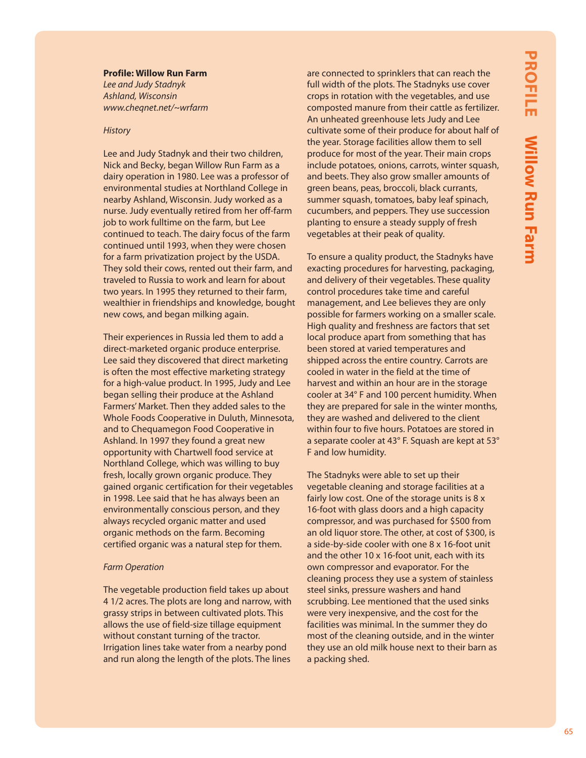**Profile: Willow Run Farm**

*Lee and Judy Stadnyk*
*Ashland, Wisconsin*
*www.cheqnet.net/~wrfarm*

*History*

Lee and Judy Stadnyk and their two children, Nick and Becky, began Willow Run Farm as a dairy operation in 1980. Lee was a professor of environmental studies at Northland College in nearby Ashland, Wisconsin. Judy worked as a nurse. Judy eventually retired from her off-farm job to work fulltime on the farm, but Lee continued to teach. The dairy focus of the farm continued until 1993, when they were chosen for a farm privatization project by the USDA. They sold their cows, rented out their farm, and traveled to Russia to work and learn for about two years. In 1995 they returned to their farm, wealthier in friendships and knowledge, bought new cows, and began milking again.

Their experiences in Russia led them to add a direct-marketed organic produce enterprise. Lee said they discovered that direct marketing is often the most effective marketing strategy for a high-value product. In 1995, Judy and Lee began selling their produce at the Ashland Farmers' Market. Then they added sales to the Whole Foods Cooperative in Duluth, Minnesota, and to Chequamegon Food Cooperative in Ashland. In 1997 they found a great new opportunity with Chartwell food service at Northland College, which was willing to buy fresh, locally grown organic produce. They gained organic certification for their vegetables in 1998. Lee said that he has always been an environmentally conscious person, and they always recycled organic matter and used organic methods on the farm. Becoming certified organic was a natural step for them.

*Farm Operation*

The vegetable production field takes up about 4 1/2 acres. The plots are long and narrow, with grassy strips in between cultivated plots. This allows the use of field-size tillage equipment without constant turning of the tractor. Irrigation lines take water from a nearby pond and run along the length of the plots. The lines are connected to sprinklers that can reach the full width of the plots. The Stadnyks use cover crops in rotation with the vegetables, and use composted manure from their cattle as fertilizer. An unheated greenhouse lets Judy and Lee cultivate some of their produce for about half of the year. Storage facilities allow them to sell produce for most of the year. Their main crops include potatoes, onions, carrots, winter squash, and beets. They also grow smaller amounts of green beans, peas, broccoli, black currants, summer squash, tomatoes, baby leaf spinach, cucumbers, and peppers. They use succession planting to ensure a steady supply of fresh vegetables at their peak of quality.

To ensure a quality product, the Stadnyks have exacting procedures for harvesting, packaging, and delivery of their vegetables. These quality control procedures take time and careful management, and Lee believes they are only possible for farmers working on a smaller scale. High quality and freshness are factors that set local produce apart from something that has been stored at varied temperatures and shipped across the entire country. Carrots are cooled in water in the field at the time of harvest and within an hour are in the storage cooler at 34° F and 100 percent humidity. When they are prepared for sale in the winter months, they are washed and delivered to the client within four to five hours. Potatoes are stored in a separate cooler at 43° F. Squash are kept at 53° F and low humidity.

The Stadnyks were able to set up their vegetable cleaning and storage facilities at a fairly low cost. One of the storage units is 8 x 16-foot with glass doors and a high capacity compressor, and was purchased for $500 from an old liquor store. The other, at cost of $300, is a side-by-side cooler with one 8 x 16-foot unit and the other 10 x 16-foot unit, each with its own compressor and evaporator. For the cleaning process they use a system of stainless steel sinks, pressure washers and hand scrubbing. Lee mentioned that the used sinks were very inexpensive, and the cost for the facilities was minimal. In the summer they do most of the cleaning outside, and in the winter they use an old milk house next to their barn as a packing shed.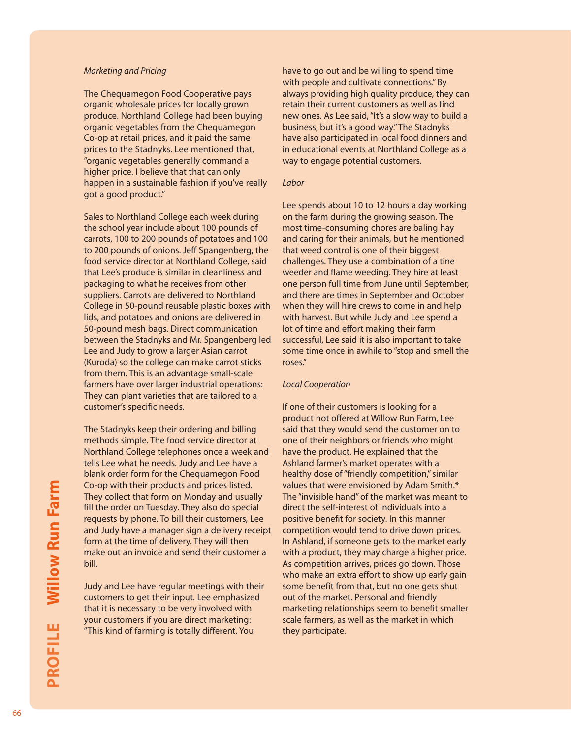*Marketing and Pricing*

The Chequamegon Food Cooperative pays organic wholesale prices for locally grown produce. Northland College had been buying organic vegetables from the Chequamegon Co-op at retail prices, and it paid the same prices to the Stadnyks. Lee mentioned that, "organic vegetables generally command a higher price. I believe that that can only happen in a sustainable fashion if you've really got a good product."

Sales to Northland College each week during the school year include about 100 pounds of carrots, 100 to 200 pounds of potatoes and 100 to 200 pounds of onions. Jeff Spangenberg, the food service director at Northland College, said that Lee's produce is similar in cleanliness and packaging to what he receives from other suppliers. Carrots are delivered to Northland College in 50-pound reusable plastic boxes with lids, and potatoes and onions are delivered in 50-pound mesh bags. Direct communication between the Stadnyks and Mr. Spangenberg led Lee and Judy to grow a larger Asian carrot (Kuroda) so the college can make carrot sticks from them. This is an advantage small-scale farmers have over larger industrial operations: They can plant varieties that are tailored to a customer's specific needs.

The Stadnyks keep their ordering and billing methods simple. The food service director at Northland College telephones once a week and tells Lee what he needs. Judy and Lee have a blank order form for the Chequamegon Food Co-op with their products and prices listed. They collect that form on Monday and usually fill the order on Tuesday. They also do special requests by phone. To bill their customers, Lee and Judy have a manager sign a delivery receipt form at the time of delivery. They will then make out an invoice and send their customer a bill.

Judy and Lee have regular meetings with their customers to get their input. Lee emphasized that it is necessary to be very involved with your customers if you are direct marketing: "This kind of farming is totally different. You have to go out and be willing to spend time with people and cultivate connections." By always providing high quality produce, they can retain their current customers as well as find new ones. As Lee said, "It's a slow way to build a business, but it's a good way." The Stadnyks have also participated in local food dinners and in educational events at Northland College as a way to engage potential customers.

*Labor*

Lee spends about 10 to 12 hours a day working on the farm during the growing season. The most time-consuming chores are baling hay and caring for their animals, but he mentioned that weed control is one of their biggest challenges. They use a combination of a tine weeder and flame weeding. They hire at least one person full time from June until September, and there are times in September and October when they will hire crews to come in and help with harvest. But while Judy and Lee spend a lot of time and effort making their farm successful, Lee said it is also important to take some time once in awhile to "stop and smell the roses."

*Local Cooperation*

If one of their customers is looking for a product not offered at Willow Run Farm, Lee said that they would send the customer on to one of their neighbors or friends who might have the product. He explained that the Ashland farmer's market operates with a healthy dose of "friendly competition," similar values that were envisioned by Adam Smith.* The "invisible hand" of the market was meant to direct the self-interest of individuals into a positive benefit for society. In this manner competition would tend to drive down prices. In Ashland, if someone gets to the market early with a product, they may charge a higher price. As competition arrives, prices go down. Those who make an extra effort to show up early gain some benefit from that, but no one gets shut out of the market. Personal and friendly marketing relationships seem to benefit smaller scale farmers, as well as the market in which they participate.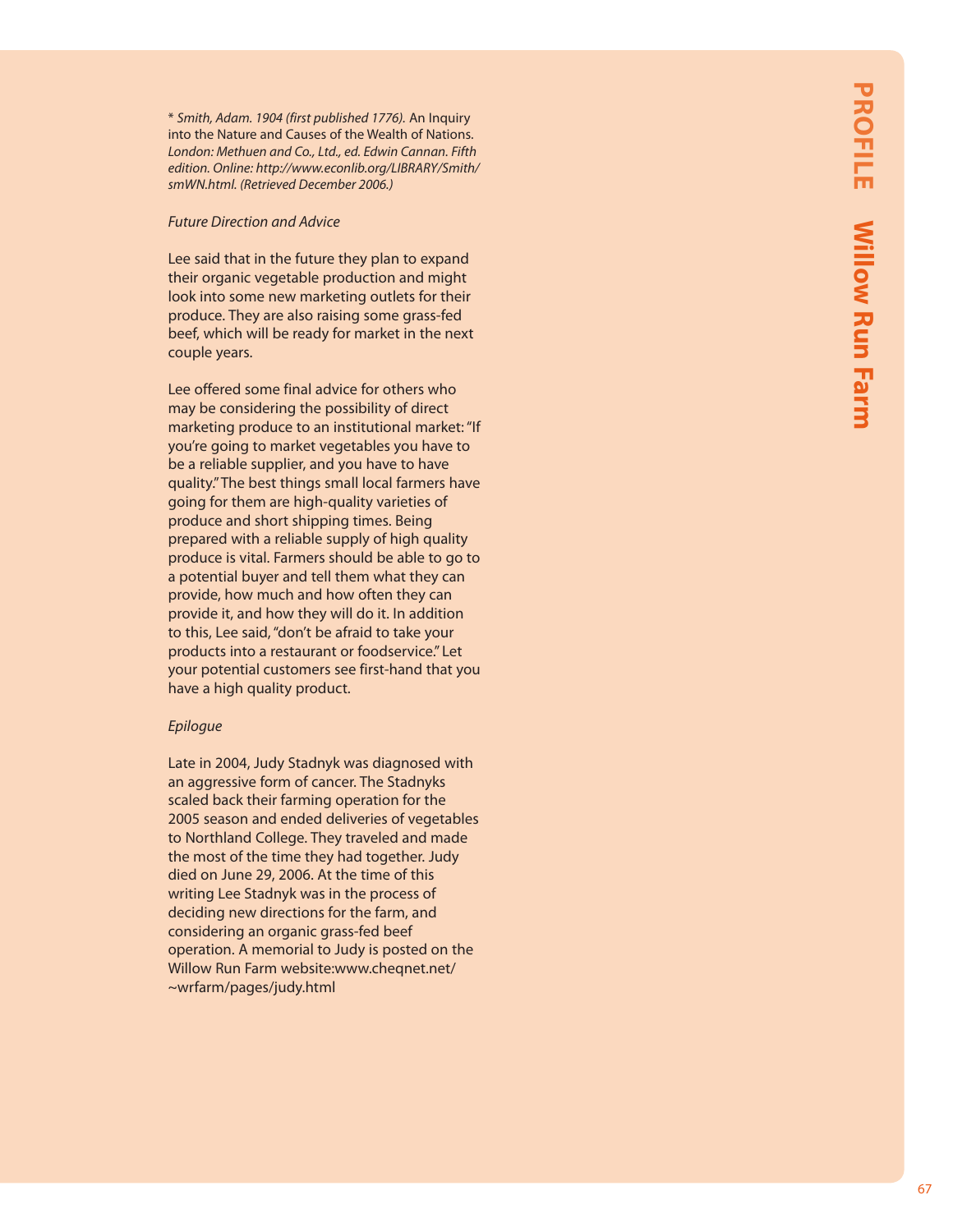* *Smith, Adam. 1904 (first published 1776).* An Inquiry into the Nature and Causes of the Wealth of Nations. *London: Methuen and Co., Ltd., ed. Edwin Cannan. Fifth edition. Online: http://www.econlib.org/LIBRARY/Smith/smWN.html. (Retrieved December 2006.)*

*Future Direction and Advice*

Lee said that in the future they plan to expand their organic vegetable production and might look into some new marketing outlets for their produce. They are also raising some grass-fed beef, which will be ready for market in the next couple years.

Lee offered some final advice for others who may be considering the possibility of direct marketing produce to an institutional market: "If you're going to market vegetables you have to be a reliable supplier, and you have to have quality." The best things small local farmers have going for them are high-quality varieties of produce and short shipping times. Being prepared with a reliable supply of high quality produce is vital. Farmers should be able to go to a potential buyer and tell them what they can provide, how much and how often they can provide it, and how they will do it. In addition to this, Lee said, "don't be afraid to take your products into a restaurant or foodservice." Let your potential customers see first-hand that you have a high quality product.

*Epilogue*

Late in 2004, Judy Stadnyk was diagnosed with an aggressive form of cancer. The Stadnyks scaled back their farming operation for the 2005 season and ended deliveries of vegetables to Northland College. They traveled and made the most of the time they had together. Judy died on June 29, 2006. At the time of this writing Lee Stadnyk was in the process of deciding new directions for the farm, and considering an organic grass-fed beef operation. A memorial to Judy is posted on the Willow Run Farm website:www.cheqnet.net/~wrfarm/pages/judy.html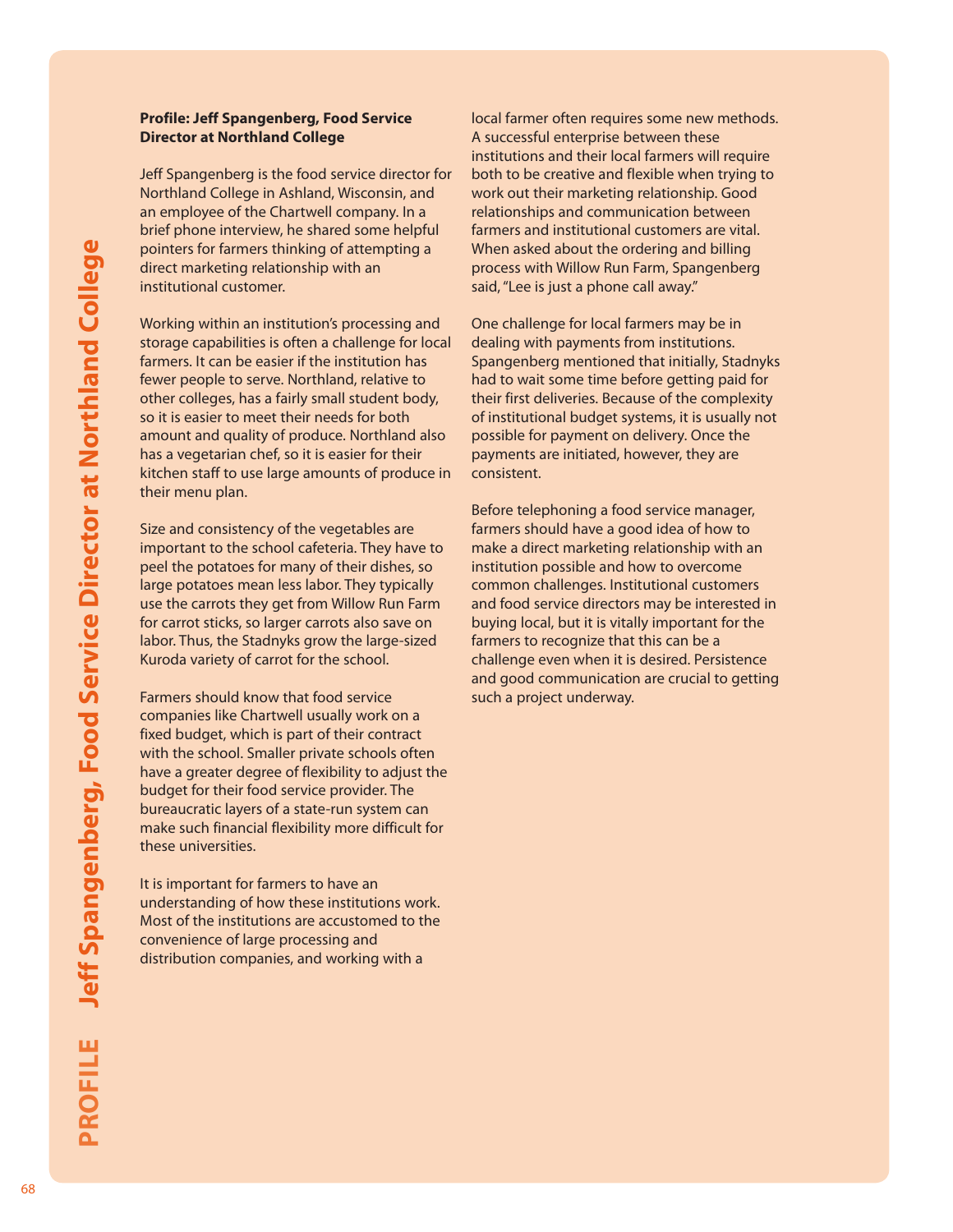### Profile: Jeff Spangenberg, Food Service Director at Northland College

Jeff Spangenberg is the food service director for Northland College in Ashland, Wisconsin, and an employee of the Chartwell company. In a brief phone interview, he shared some helpful pointers for farmers thinking of attempting a direct marketing relationship with an institutional customer.

Working within an institution's processing and storage capabilities is often a challenge for local farmers. It can be easier if the institution has fewer people to serve. Northland, relative to other colleges, has a fairly small student body, so it is easier to meet their needs for both amount and quality of produce. Northland also has a vegetarian chef, so it is easier for their kitchen staff to use large amounts of produce in their menu plan.

Size and consistency of the vegetables are important to the school cafeteria. They have to peel the potatoes for many of their dishes, so large potatoes mean less labor. They typically use the carrots they get from Willow Run Farm for carrot sticks, so larger carrots also save on labor. Thus, the Stadnyks grow the large-sized Kuroda variety of carrot for the school.

Farmers should know that food service companies like Chartwell usually work on a fixed budget, which is part of their contract with the school. Smaller private schools often have a greater degree of flexibility to adjust the budget for their food service provider. The bureaucratic layers of a state-run system can make such financial flexibility more difficult for these universities.

It is important for farmers to have an understanding of how these institutions work. Most of the institutions are accustomed to the convenience of large processing and distribution companies, and working with a local farmer often requires some new methods. A successful enterprise between these institutions and their local farmers will require both to be creative and flexible when trying to work out their marketing relationship. Good relationships and communication between farmers and institutional customers are vital. When asked about the ordering and billing process with Willow Run Farm, Spangenberg said, "Lee is just a phone call away."

One challenge for local farmers may be in dealing with payments from institutions. Spangenberg mentioned that initially, Stadnyks had to wait some time before getting paid for their first deliveries. Because of the complexity of institutional budget systems, it is usually not possible for payment on delivery. Once the payments are initiated, however, they are consistent.

Before telephoning a food service manager, farmers should have a good idea of how to make a direct marketing relationship with an institution possible and how to overcome common challenges. Institutional customers and food service directors may be interested in buying local, but it is vitally important for the farmers to recognize that this can be a challenge even when it is desired. Persistence and good communication are crucial to getting such a project underway.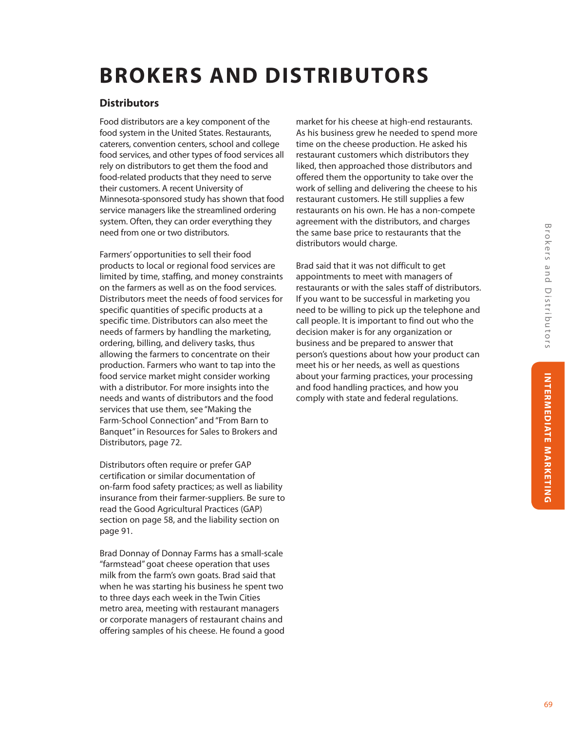# BROKERS AND DISTRIBUTORS

## Distributors

Food distributors are a key component of the food system in the United States. Restaurants, caterers, convention centers, school and college food services, and other types of food services all rely on distributors to get them the food and food-related products that they need to serve their customers. A recent University of Minnesota-sponsored study has shown that food service managers like the streamlined ordering system. Often, they can order everything they need from one or two distributors.

Farmers' opportunities to sell their food products to local or regional food services are limited by time, staffing, and money constraints on the farmers as well as on the food services. Distributors meet the needs of food services for specific quantities of specific products at a specific time. Distributors can also meet the needs of farmers by handling the marketing, ordering, billing, and delivery tasks, thus allowing the farmers to concentrate on their production. Farmers who want to tap into the food service market might consider working with a distributor. For more insights into the needs and wants of distributors and the food services that use them, see "Making the Farm-School Connection" and "From Barn to Banquet" in Resources for Sales to Brokers and Distributors, page 72.

Distributors often require or prefer GAP certification or similar documentation of on-farm food safety practices; as well as liability insurance from their farmer-suppliers. Be sure to read the Good Agricultural Practices (GAP) section on page 58, and the liability section on page 91.

Brad Donnay of Donnay Farms has a small-scale "farmstead" goat cheese operation that uses milk from the farm's own goats. Brad said that when he was starting his business he spent two to three days each week in the Twin Cities metro area, meeting with restaurant managers or corporate managers of restaurant chains and offering samples of his cheese. He found a good market for his cheese at high-end restaurants. As his business grew he needed to spend more time on the cheese production. He asked his restaurant customers which distributors they liked, then approached those distributors and offered them the opportunity to take over the work of selling and delivering the cheese to his restaurant customers. He still supplies a few restaurants on his own. He has a non-compete agreement with the distributors, and charges the same base price to restaurants that the distributors would charge.

Brad said that it was not difficult to get appointments to meet with managers of restaurants or with the sales staff of distributors. If you want to be successful in marketing you need to be willing to pick up the telephone and call people. It is important to find out who the decision maker is for any organization or business and be prepared to answer that person's questions about how your product can meet his or her needs, as well as questions about your farming practices, your processing and food handling practices, and how you comply with state and federal regulations.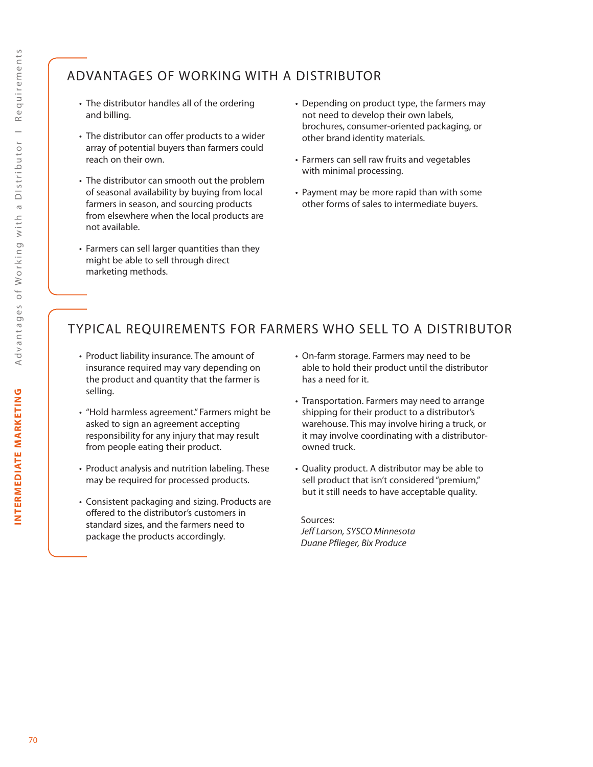## ADVANTAGES OF WORKING WITH A DISTRIBUTOR

- The distributor handles all of the ordering and billing.
- The distributor can offer products to a wider array of potential buyers than farmers could reach on their own.
- The distributor can smooth out the problem of seasonal availability by buying from local farmers in season, and sourcing products from elsewhere when the local products are not available.
- Farmers can sell larger quantities than they might be able to sell through direct marketing methods.
- Depending on product type, the farmers may not need to develop their own labels, brochures, consumer-oriented packaging, or other brand identity materials.
- Farmers can sell raw fruits and vegetables with minimal processing.
- Payment may be more rapid than with some other forms of sales to intermediate buyers.

## TYPICAL REQUIREMENTS FOR FARMERS WHO SELL TO A DISTRIBUTOR

- Product liability insurance. The amount of insurance required may vary depending on the product and quantity that the farmer is selling.
- "Hold harmless agreement." Farmers might be asked to sign an agreement accepting responsibility for any injury that may result from people eating their product.
- Product analysis and nutrition labeling. These may be required for processed products.
- Consistent packaging and sizing. Products are offered to the distributor's customers in standard sizes, and the farmers need to package the products accordingly.
- On-farm storage. Farmers may need to be able to hold their product until the distributor has a need for it.
- Transportation. Farmers may need to arrange shipping for their product to a distributor's warehouse. This may involve hiring a truck, or it may involve coordinating with a distributor-owned truck.
- Quality product. A distributor may be able to sell product that isn't considered "premium," but it still needs to have acceptable quality.

Sources:
*Jeff Larson, SYSCO Minnesota*
*Duane Pflieger, Bix Produce*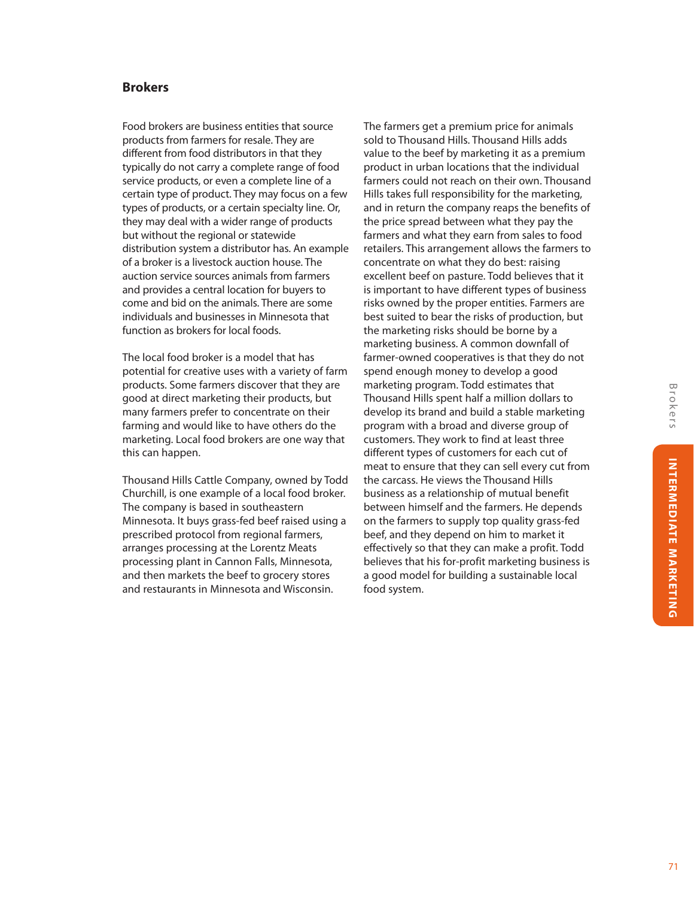## Brokers

Food brokers are business entities that source products from farmers for resale. They are different from food distributors in that they typically do not carry a complete range of food service products, or even a complete line of a certain type of product. They may focus on a few types of products, or a certain specialty line. Or, they may deal with a wider range of products but without the regional or statewide distribution system a distributor has. An example of a broker is a livestock auction house. The auction service sources animals from farmers and provides a central location for buyers to come and bid on the animals. There are some individuals and businesses in Minnesota that function as brokers for local foods.

The local food broker is a model that has potential for creative uses with a variety of farm products. Some farmers discover that they are good at direct marketing their products, but many farmers prefer to concentrate on their farming and would like to have others do the marketing. Local food brokers are one way that this can happen.

Thousand Hills Cattle Company, owned by Todd Churchill, is one example of a local food broker. The company is based in southeastern Minnesota. It buys grass-fed beef raised using a prescribed protocol from regional farmers, arranges processing at the Lorentz Meats processing plant in Cannon Falls, Minnesota, and then markets the beef to grocery stores and restaurants in Minnesota and Wisconsin.

The farmers get a premium price for animals sold to Thousand Hills. Thousand Hills adds value to the beef by marketing it as a premium product in urban locations that the individual farmers could not reach on their own. Thousand Hills takes full responsibility for the marketing, and in return the company reaps the benefits of the price spread between what they pay the farmers and what they earn from sales to food retailers. This arrangement allows the farmers to concentrate on what they do best: raising excellent beef on pasture. Todd believes that it is important to have different types of business risks owned by the proper entities. Farmers are best suited to bear the risks of production, but the marketing risks should be borne by a marketing business. A common downfall of farmer-owned cooperatives is that they do not spend enough money to develop a good marketing program. Todd estimates that Thousand Hills spent half a million dollars to develop its brand and build a stable marketing program with a broad and diverse group of customers. They work to find at least three different types of customers for each cut of meat to ensure that they can sell every cut from the carcass. He views the Thousand Hills business as a relationship of mutual benefit between himself and the farmers. He depends on the farmers to supply top quality grass-fed beef, and they depend on him to market it effectively so that they can make a profit. Todd believes that his for-profit marketing business is a good model for building a sustainable local food system.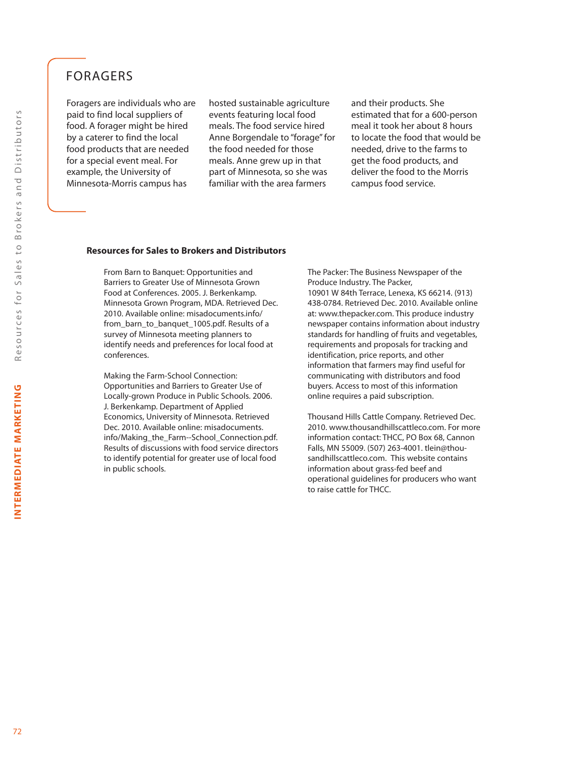## FORAGERS

Foragers are individuals who are paid to find local suppliers of food. A forager might be hired by a caterer to find the local food products that are needed for a special event meal. For example, the University of Minnesota-Morris campus has hosted sustainable agriculture events featuring local food meals. The food service hired Anne Borgendale to "forage" for the food needed for those meals. Anne grew up in that part of Minnesota, so she was familiar with the area farmers and their products. She estimated that for a 600-person meal it took her about 8 hours to locate the food that would be needed, drive to the farms to get the food products, and deliver the food to the Morris campus food service.

### Resources for Sales to Brokers and Distributors

From Barn to Banquet: Opportunities and Barriers to Greater Use of Minnesota Grown Food at Conferences. 2005. J. Berkenkamp. Minnesota Grown Program, MDA. Retrieved Dec. 2010. Available online: misadocuments.info/from_barn_to_banquet_1005.pdf. Results of a survey of Minnesota meeting planners to identify needs and preferences for local food at conferences.

Making the Farm-School Connection: Opportunities and Barriers to Greater Use of Locally-grown Produce in Public Schools. 2006. J. Berkenkamp. Department of Applied Economics, University of Minnesota. Retrieved Dec. 2010. Available online: misadocuments.info/Making_the_Farm--School_Connection.pdf. Results of discussions with food service directors to identify potential for greater use of local food in public schools.

The Packer: The Business Newspaper of the Produce Industry. The Packer, 10901 W 84th Terrace, Lenexa, KS 66214. (913) 438-0784. Retrieved Dec. 2010. Available online at: www.thepacker.com. This produce industry newspaper contains information about industry standards for handling of fruits and vegetables, requirements and proposals for tracking and identification, price reports, and other information that farmers may find useful for communicating with distributors and food buyers. Access to most of this information online requires a paid subscription.

Thousand Hills Cattle Company. Retrieved Dec. 2010. www.thousandhillscattleco.com. For more information contact: THCC, PO Box 68, Cannon Falls, MN 55009. (507) 263-4001. tlein@thousandhillscattleco.com. This website contains information about grass-fed beef and operational guidelines for producers who want to raise cattle for THCC.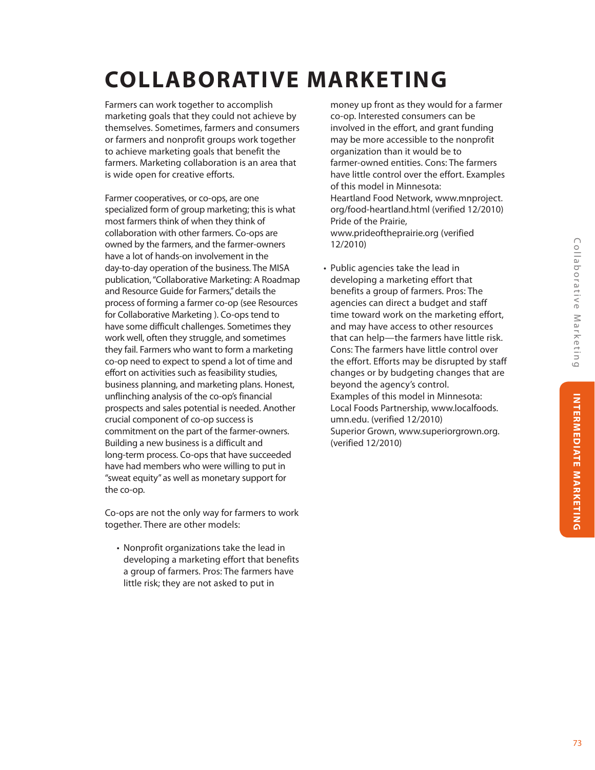# COLLABORATIVE MARKETING

Farmers can work together to accomplish marketing goals that they could not achieve by themselves. Sometimes, farmers and consumers or farmers and nonprofit groups work together to achieve marketing goals that benefit the farmers. Marketing collaboration is an area that is wide open for creative efforts.

Farmer cooperatives, or co-ops, are one specialized form of group marketing; this is what most farmers think of when they think of collaboration with other farmers. Co-ops are owned by the farmers, and the farmer-owners have a lot of hands-on involvement in the day-to-day operation of the business. The MISA publication, "Collaborative Marketing: A Roadmap and Resource Guide for Farmers," details the process of forming a farmer co-op (see Resources for Collaborative Marketing ). Co-ops tend to have some difficult challenges. Sometimes they work well, often they struggle, and sometimes they fail. Farmers who want to form a marketing co-op need to expect to spend a lot of time and effort on activities such as feasibility studies, business planning, and marketing plans. Honest, unflinching analysis of the co-op's financial prospects and sales potential is needed. Another crucial component of co-op success is commitment on the part of the farmer-owners. Building a new business is a difficult and long-term process. Co-ops that have succeeded have had members who were willing to put in "sweat equity" as well as monetary support for the co-op.

Co-ops are not the only way for farmers to work together. There are other models:

- Nonprofit organizations take the lead in developing a marketing effort that benefits a group of farmers. Pros: The farmers have little risk; they are not asked to put in money up front as they would for a farmer co-op. Interested consumers can be involved in the effort, and grant funding may be more accessible to the nonprofit organization than it would be to farmer-owned entities. Cons: The farmers have little control over the effort. Examples of this model in Minnesota:
  Heartland Food Network, www.mnproject.org/food-heartland.html (verified 12/2010)
  Pride of the Prairie, www.prideoftheprairie.org (verified 12/2010)

- Public agencies take the lead in developing a marketing effort that benefits a group of farmers. Pros: The agencies can direct a budget and staff time toward work on the marketing effort, and may have access to other resources that can help—the farmers have little risk. Cons: The farmers have little control over the effort. Efforts may be disrupted by staff changes or by budgeting changes that are beyond the agency's control.
  Examples of this model in Minnesota:
  Local Foods Partnership, www.localfoods.umn.edu. (verified 12/2010)
  Superior Grown, www.superiorgrown.org. (verified 12/2010)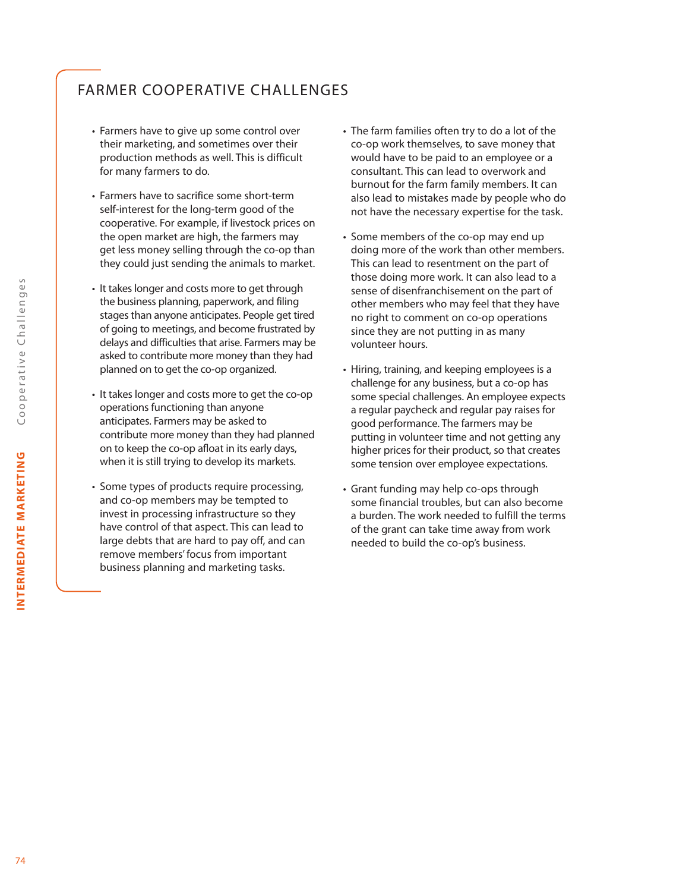## FARMER COOPERATIVE CHALLENGES

- Farmers have to give up some control over their marketing, and sometimes over their production methods as well. This is difficult for many farmers to do.
- Farmers have to sacrifice some short-term self-interest for the long-term good of the cooperative. For example, if livestock prices on the open market are high, the farmers may get less money selling through the co-op than they could just sending the animals to market.
- It takes longer and costs more to get through the business planning, paperwork, and filing stages than anyone anticipates. People get tired of going to meetings, and become frustrated by delays and difficulties that arise. Farmers may be asked to contribute more money than they had planned on to get the co-op organized.
- It takes longer and costs more to get the co-op operations functioning than anyone anticipates. Farmers may be asked to contribute more money than they had planned on to keep the co-op afloat in its early days, when it is still trying to develop its markets.
- Some types of products require processing, and co-op members may be tempted to invest in processing infrastructure so they have control of that aspect. This can lead to large debts that are hard to pay off, and can remove members' focus from important business planning and marketing tasks.
- The farm families often try to do a lot of the co-op work themselves, to save money that would have to be paid to an employee or a consultant. This can lead to overwork and burnout for the farm family members. It can also lead to mistakes made by people who do not have the necessary expertise for the task.
- Some members of the co-op may end up doing more of the work than other members. This can lead to resentment on the part of those doing more work. It can also lead to a sense of disenfranchisement on the part of other members who may feel that they have no right to comment on co-op operations since they are not putting in as many volunteer hours.
- Hiring, training, and keeping employees is a challenge for any business, but a co-op has some special challenges. An employee expects a regular paycheck and regular pay raises for good performance. The farmers may be putting in volunteer time and not getting any higher prices for their product, so that creates some tension over employee expectations.
- Grant funding may help co-ops through some financial troubles, but can also become a burden. The work needed to fulfill the terms of the grant can take time away from work needed to build the co-op's business.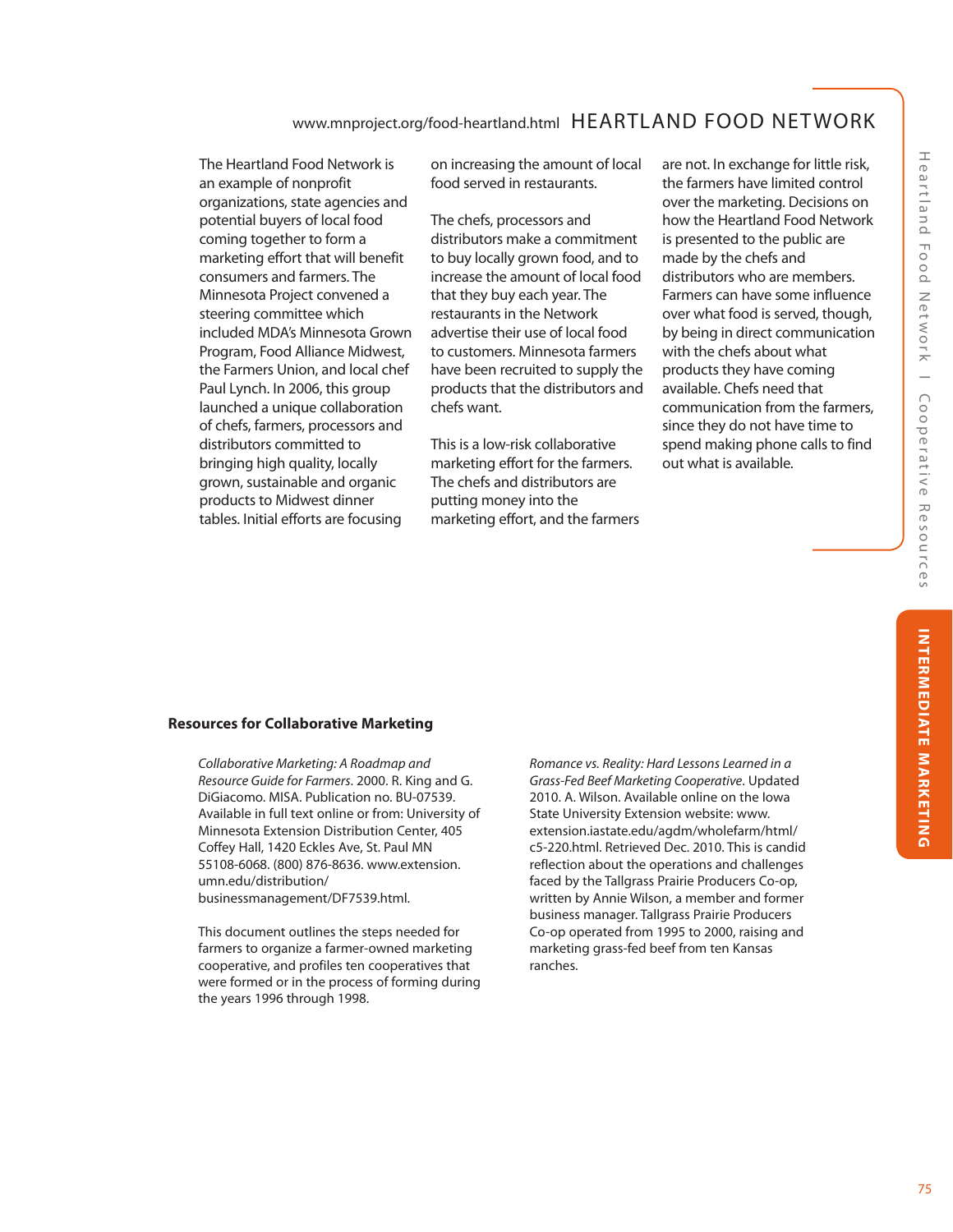## HEARTLAND FOOD NETWORK

www.mnproject.org/food-heartland.html

The Heartland Food Network is an example of nonprofit organizations, state agencies and potential buyers of local food coming together to form a marketing effort that will benefit consumers and farmers. The Minnesota Project convened a steering committee which included MDA's Minnesota Grown Program, Food Alliance Midwest, the Farmers Union, and local chef Paul Lynch. In 2006, this group launched a unique collaboration of chefs, farmers, processors and distributors committed to bringing high quality, locally grown, sustainable and organic products to Midwest dinner tables. Initial efforts are focusing on increasing the amount of local food served in restaurants.

The chefs, processors and distributors make a commitment to buy locally grown food, and to increase the amount of local food that they buy each year. The restaurants in the Network advertise their use of local food to customers. Minnesota farmers have been recruited to supply the products that the distributors and chefs want.

This is a low-risk collaborative marketing effort for the farmers. The chefs and distributors are putting money into the marketing effort, and the farmers are not. In exchange for little risk, the farmers have limited control over the marketing. Decisions on how the Heartland Food Network is presented to the public are made by the chefs and distributors who are members. Farmers can have some influence over what food is served, though, by being in direct communication with the chefs about what products they have coming available. Chefs need that communication from the farmers, since they do not have time to spend making phone calls to find out what is available.

### Resources for Collaborative Marketing

*Collaborative Marketing: A Roadmap and Resource Guide for Farmers*. 2000. R. King and G. DiGiacomo. MISA. Publication no. BU-07539. Available in full text online or from: University of Minnesota Extension Distribution Center, 405 Coffey Hall, 1420 Eckles Ave, St. Paul MN 55108-6068. (800) 876-8636. www.extension.umn.edu/distribution/businessmanagement/DF7539.html.

This document outlines the steps needed for farmers to organize a farmer-owned marketing cooperative, and profiles ten cooperatives that were formed or in the process of forming during the years 1996 through 1998.

*Romance vs. Reality: Hard Lessons Learned in a Grass-Fed Beef Marketing Cooperative*. Updated 2010. A. Wilson. Available online on the Iowa State University Extension website: www.extension.iastate.edu/agdm/wholefarm/html/c5-220.html. Retrieved Dec. 2010. This is candid reflection about the operations and challenges faced by the Tallgrass Prairie Producers Co-op, written by Annie Wilson, a member and former business manager. Tallgrass Prairie Producers Co-op operated from 1995 to 2000, raising and marketing grass-fed beef from ten Kansas ranches.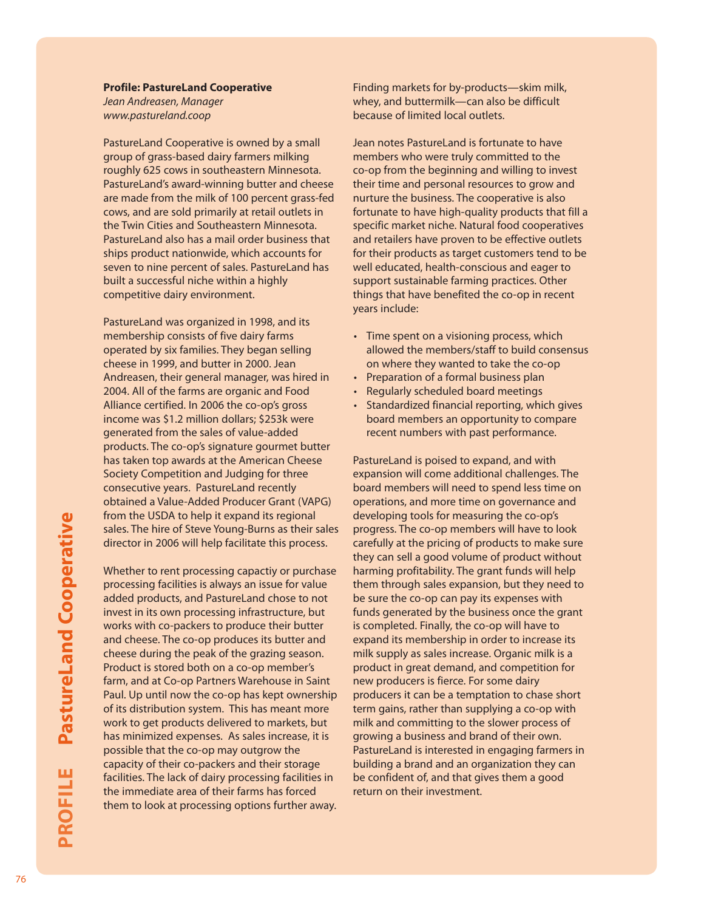**Profile: PastureLand Cooperative**
*Jean Andreasen, Manager*
*www.pastureland.coop*

PastureLand Cooperative is owned by a small group of grass-based dairy farmers milking roughly 625 cows in southeastern Minnesota. PastureLand's award-winning butter and cheese are made from the milk of 100 percent grass-fed cows, and are sold primarily at retail outlets in the Twin Cities and Southeastern Minnesota. PastureLand also has a mail order business that ships product nationwide, which accounts for seven to nine percent of sales. PastureLand has built a successful niche within a highly competitive dairy environment.

PastureLand was organized in 1998, and its membership consists of five dairy farms operated by six families. They began selling cheese in 1999, and butter in 2000. Jean Andreasen, their general manager, was hired in 2004. All of the farms are organic and Food Alliance certified. In 2006 the co-op's gross income was $1.2 million dollars; $253k were generated from the sales of value-added products. The co-op's signature gourmet butter has taken top awards at the American Cheese Society Competition and Judging for three consecutive years. PastureLand recently obtained a Value-Added Producer Grant (VAPG) from the USDA to help it expand its regional sales. The hire of Steve Young-Burns as their sales director in 2006 will help facilitate this process.

Whether to rent processing capactiy or purchase processing facilities is always an issue for value added products, and PastureLand chose to not invest in its own processing infrastructure, but works with co-packers to produce their butter and cheese. The co-op produces its butter and cheese during the peak of the grazing season. Product is stored both on a co-op member's farm, and at Co-op Partners Warehouse in Saint Paul. Up until now the co-op has kept ownership of its distribution system. This has meant more work to get products delivered to markets, but has minimized expenses. As sales increase, it is possible that the co-op may outgrow the capacity of their co-packers and their storage facilities. The lack of dairy processing facilities in the immediate area of their farms has forced them to look at processing options further away. Finding markets for by-products—skim milk, whey, and buttermilk—can also be difficult because of limited local outlets.

Jean notes PastureLand is fortunate to have members who were truly committed to the co-op from the beginning and willing to invest their time and personal resources to grow and nurture the business. The cooperative is also fortunate to have high-quality products that fill a specific market niche. Natural food cooperatives and retailers have proven to be effective outlets for their products as target customers tend to be well educated, health-conscious and eager to support sustainable farming practices. Other things that have benefited the co-op in recent years include:

- Time spent on a visioning process, which allowed the members/staff to build consensus on where they wanted to take the co-op
- Preparation of a formal business plan
- Regularly scheduled board meetings
- Standardized financial reporting, which gives board members an opportunity to compare recent numbers with past performance.

PastureLand is poised to expand, and with expansion will come additional challenges. The board members will need to spend less time on operations, and more time on governance and developing tools for measuring the co-op's progress. The co-op members will have to look carefully at the pricing of products to make sure they can sell a good volume of product without harming profitability. The grant funds will help them through sales expansion, but they need to be sure the co-op can pay its expenses with funds generated by the business once the grant is completed. Finally, the co-op will have to expand its membership in order to increase its milk supply as sales increase. Organic milk is a product in great demand, and competition for new producers is fierce. For some dairy producers it can be a temptation to chase short term gains, rather than supplying a co-op with milk and committing to the slower process of growing a business and brand of their own. PastureLand is interested in engaging farmers in building a brand and an organization they can be confident of, and that gives them a good return on their investment.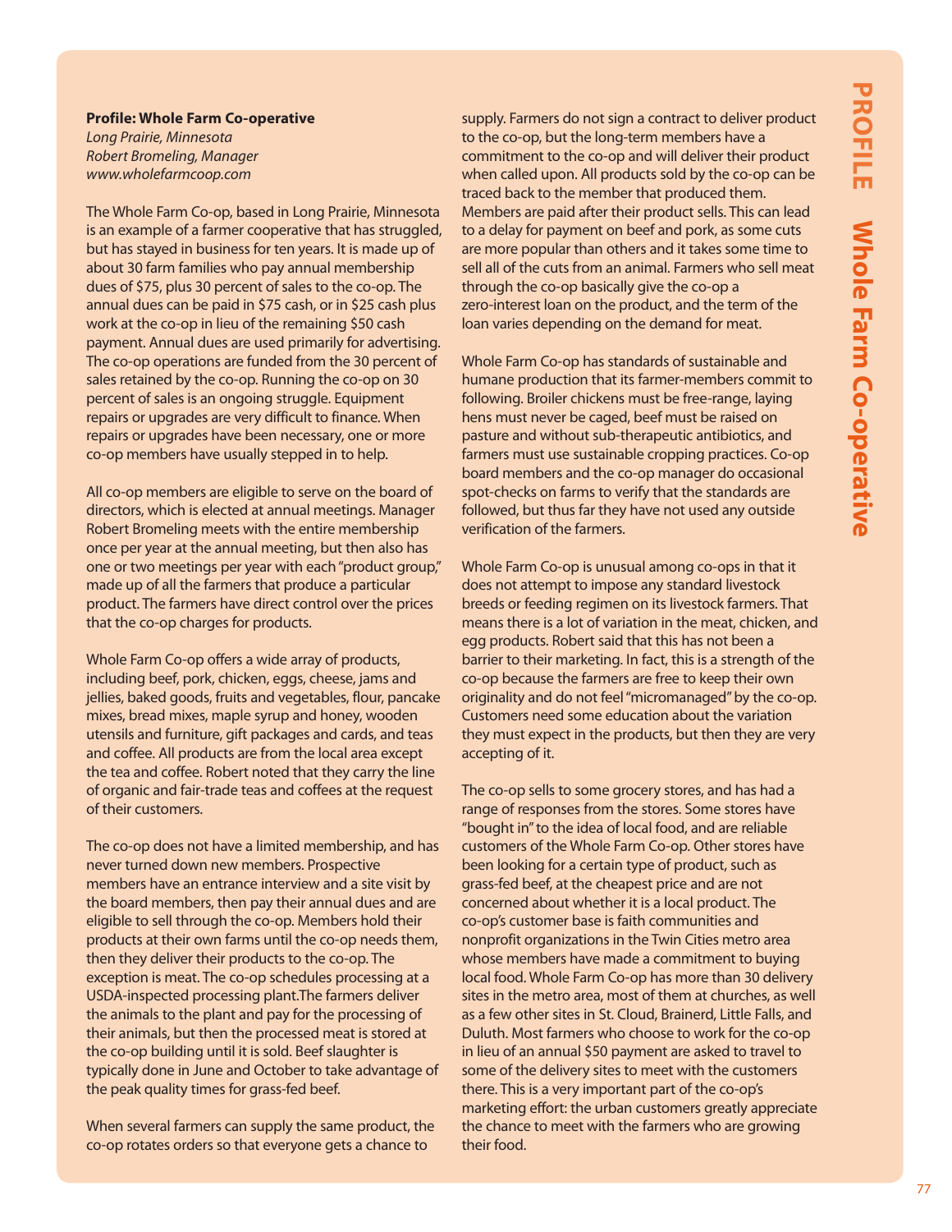**Profile: Whole Farm Co-operative**
*Long Prairie, Minnesota*
*Robert Bromeling, Manager*
*www.wholefarmcoop.com*

The Whole Farm Co-op, based in Long Prairie, Minnesota is an example of a farmer cooperative that has struggled, but has stayed in business for ten years. It is made up of about 30 farm families who pay annual membership dues of $75, plus 30 percent of sales to the co-op. The annual dues can be paid in $75 cash, or in $25 cash plus work at the co-op in lieu of the remaining $50 cash payment. Annual dues are used primarily for advertising. The co-op operations are funded from the 30 percent of sales retained by the co-op. Running the co-op on 30 percent of sales is an ongoing struggle. Equipment repairs or upgrades are very difficult to finance. When repairs or upgrades have been necessary, one or more co-op members have usually stepped in to help.

All co-op members are eligible to serve on the board of directors, which is elected at annual meetings. Manager Robert Bromeling meets with the entire membership once per year at the annual meeting, but then also has one or two meetings per year with each "product group," made up of all the farmers that produce a particular product. The farmers have direct control over the prices that the co-op charges for products.

Whole Farm Co-op offers a wide array of products, including beef, pork, chicken, eggs, cheese, jams and jellies, baked goods, fruits and vegetables, flour, pancake mixes, bread mixes, maple syrup and honey, wooden utensils and furniture, gift packages and cards, and teas and coffee. All products are from the local area except the tea and coffee. Robert noted that they carry the line of organic and fair-trade teas and coffees at the request of their customers.

The co-op does not have a limited membership, and has never turned down new members. Prospective members have an entrance interview and a site visit by the board members, then pay their annual dues and are eligible to sell through the co-op. Members hold their products at their own farms until the co-op needs them, then they deliver their products to the co-op. The exception is meat. The co-op schedules processing at a USDA-inspected processing plant.The farmers deliver the animals to the plant and pay for the processing of their animals, but then the processed meat is stored at the co-op building until it is sold. Beef slaughter is typically done in June and October to take advantage of the peak quality times for grass-fed beef.

When several farmers can supply the same product, the co-op rotates orders so that everyone gets a chance to supply. Farmers do not sign a contract to deliver product to the co-op, but the long-term members have a commitment to the co-op and will deliver their product when called upon. All products sold by the co-op can be traced back to the member that produced them. Members are paid after their product sells. This can lead to a delay for payment on beef and pork, as some cuts are more popular than others and it takes some time to sell all of the cuts from an animal. Farmers who sell meat through the co-op basically give the co-op a zero-interest loan on the product, and the term of the loan varies depending on the demand for meat.

Whole Farm Co-op has standards of sustainable and humane production that its farmer-members commit to following. Broiler chickens must be free-range, laying hens must never be caged, beef must be raised on pasture and without sub-therapeutic antibiotics, and farmers must use sustainable cropping practices. Co-op board members and the co-op manager do occasional spot-checks on farms to verify that the standards are followed, but thus far they have not used any outside verification of the farmers.

Whole Farm Co-op is unusual among co-ops in that it does not attempt to impose any standard livestock breeds or feeding regimen on its livestock farmers. That means there is a lot of variation in the meat, chicken, and egg products. Robert said that this has not been a barrier to their marketing. In fact, this is a strength of the co-op because the farmers are free to keep their own originality and do not feel "micromanaged" by the co-op. Customers need some education about the variation they must expect in the products, but then they are very accepting of it.

The co-op sells to some grocery stores, and has had a range of responses from the stores. Some stores have "bought in" to the idea of local food, and are reliable customers of the Whole Farm Co-op. Other stores have been looking for a certain type of product, such as grass-fed beef, at the cheapest price and are not concerned about whether it is a local product. The co-op's customer base is faith communities and nonprofit organizations in the Twin Cities metro area whose members have made a commitment to buying local food. Whole Farm Co-op has more than 30 delivery sites in the metro area, most of them at churches, as well as a few other sites in St. Cloud, Brainerd, Little Falls, and Duluth. Most farmers who choose to work for the co-op in lieu of an annual $50 payment are asked to travel to some of the delivery sites to meet with the customers there. This is a very important part of the co-op's marketing effort: the urban customers greatly appreciate the chance to meet with the farmers who are growing their food.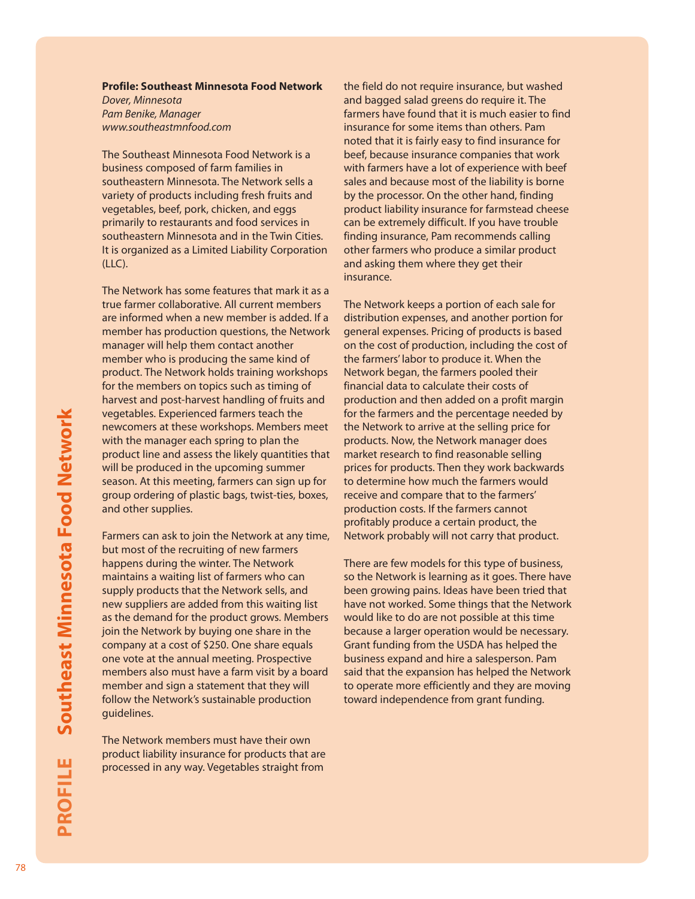**Profile: Southeast Minnesota Food Network**
*Dover, Minnesota*
*Pam Benike, Manager*
*www.southeastmnfood.com*

The Southeast Minnesota Food Network is a business composed of farm families in southeastern Minnesota. The Network sells a variety of products including fresh fruits and vegetables, beef, pork, chicken, and eggs primarily to restaurants and food services in southeastern Minnesota and in the Twin Cities. It is organized as a Limited Liability Corporation (LLC).

The Network has some features that mark it as a true farmer collaborative. All current members are informed when a new member is added. If a member has production questions, the Network manager will help them contact another member who is producing the same kind of product. The Network holds training workshops for the members on topics such as timing of harvest and post-harvest handling of fruits and vegetables. Experienced farmers teach the newcomers at these workshops. Members meet with the manager each spring to plan the product line and assess the likely quantities that will be produced in the upcoming summer season. At this meeting, farmers can sign up for group ordering of plastic bags, twist-ties, boxes, and other supplies.

Farmers can ask to join the Network at any time, but most of the recruiting of new farmers happens during the winter. The Network maintains a waiting list of farmers who can supply products that the Network sells, and new suppliers are added from this waiting list as the demand for the product grows. Members join the Network by buying one share in the company at a cost of $250. One share equals one vote at the annual meeting. Prospective members also must have a farm visit by a board member and sign a statement that they will follow the Network's sustainable production guidelines.

The Network members must have their own product liability insurance for products that are processed in any way. Vegetables straight from the field do not require insurance, but washed and bagged salad greens do require it. The farmers have found that it is much easier to find insurance for some items than others. Pam noted that it is fairly easy to find insurance for beef, because insurance companies that work with farmers have a lot of experience with beef sales and because most of the liability is borne by the processor. On the other hand, finding product liability insurance for farmstead cheese can be extremely difficult. If you have trouble finding insurance, Pam recommends calling other farmers who produce a similar product and asking them where they get their insurance.

The Network keeps a portion of each sale for distribution expenses, and another portion for general expenses. Pricing of products is based on the cost of production, including the cost of the farmers' labor to produce it. When the Network began, the farmers pooled their financial data to calculate their costs of production and then added on a profit margin for the farmers and the percentage needed by the Network to arrive at the selling price for products. Now, the Network manager does market research to find reasonable selling prices for products. Then they work backwards to determine how much the farmers would receive and compare that to the farmers' production costs. If the farmers cannot profitably produce a certain product, the Network probably will not carry that product.

There are few models for this type of business, so the Network is learning as it goes. There have been growing pains. Ideas have been tried that have not worked. Some things that the Network would like to do are not possible at this time because a larger operation would be necessary. Grant funding from the USDA has helped the business expand and hire a salesperson. Pam said that the expansion has helped the Network to operate more efficiently and they are moving toward independence from grant funding.